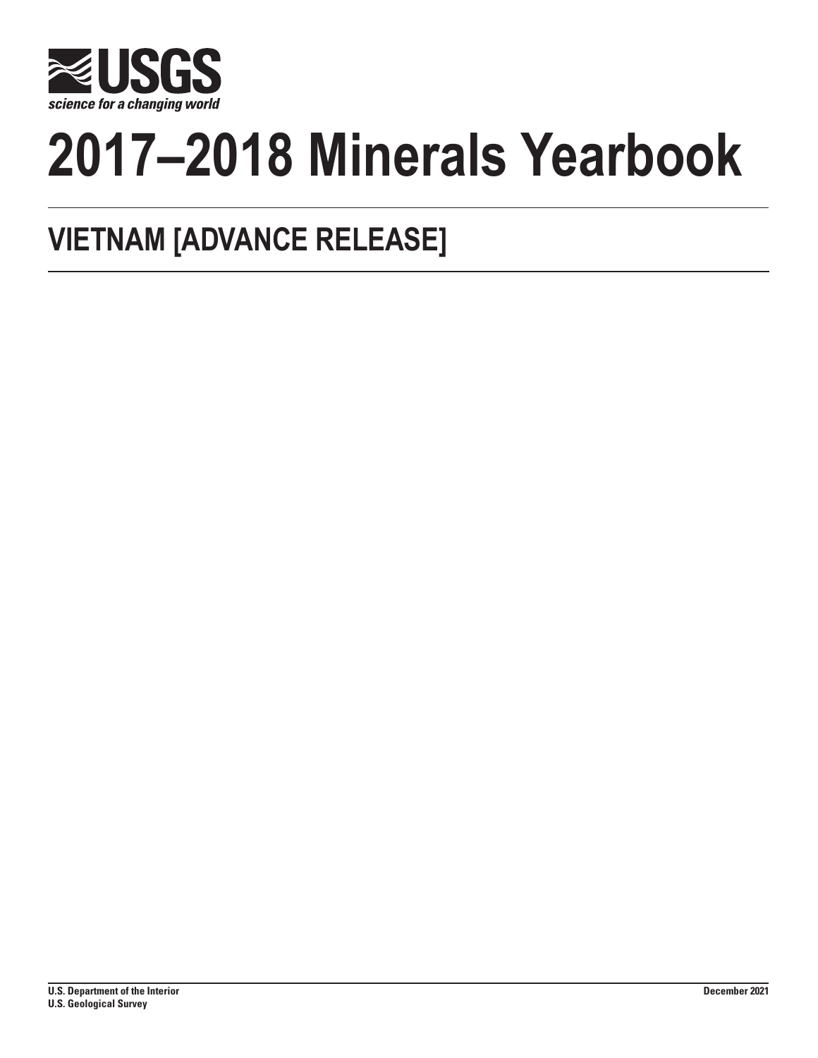**USGS**

*science for a changing world*

# 2017–2018 Minerals Yearbook

## VIETNAM [ADVANCE RELEASE]

**U.S. Department of the Interior**
**U.S. Geological Survey**

**December 2021**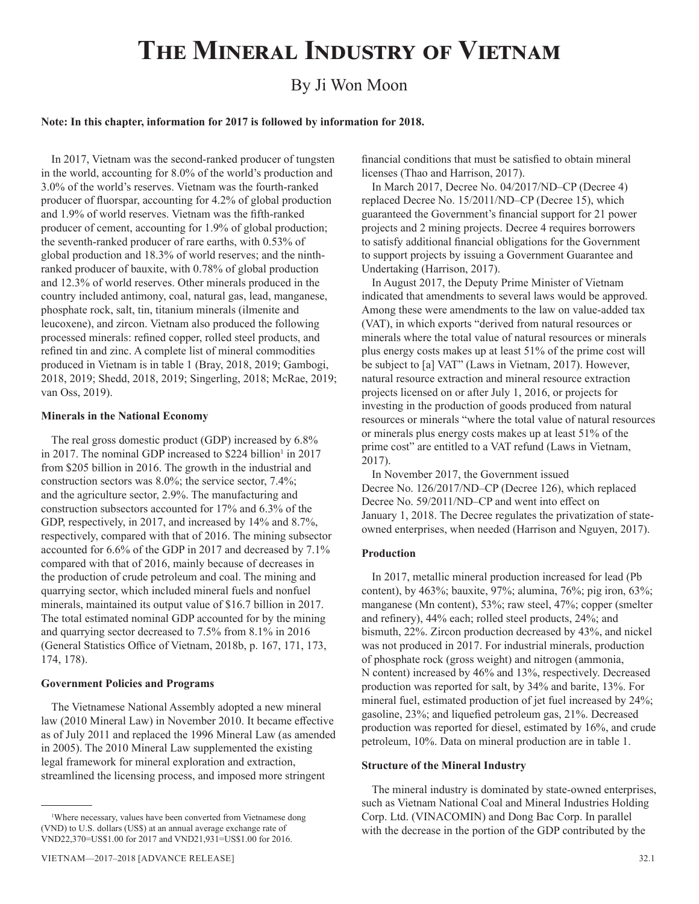# The Mineral Industry of Vietnam

By Ji Won Moon

**Note: In this chapter, information for 2017 is followed by information for 2018.**

In 2017, Vietnam was the second-ranked producer of tungsten in the world, accounting for 8.0% of the world's production and 3.0% of the world's reserves. Vietnam was the fourth-ranked producer of fluorspar, accounting for 4.2% of global production and 1.9% of world reserves. Vietnam was the fifth-ranked producer of cement, accounting for 1.9% of global production; the seventh-ranked producer of rare earths, with 0.53% of global production and 18.3% of world reserves; and the ninth-ranked producer of bauxite, with 0.78% of global production and 12.3% of world reserves. Other minerals produced in the country included antimony, coal, natural gas, lead, manganese, phosphate rock, salt, tin, titanium minerals (ilmenite and leucoxene), and zircon. Vietnam also produced the following processed minerals: refined copper, rolled steel products, and refined tin and zinc. A complete list of mineral commodities produced in Vietnam is in table 1 (Bray, 2018, 2019; Gambogi, 2018, 2019; Shedd, 2018, 2019; Singerling, 2018; McRae, 2019; van Oss, 2019).

### Minerals in the National Economy

The real gross domestic product (GDP) increased by 6.8% in 2017. The nominal GDP increased to $224 billion[1] in 2017 from $205 billion in 2016. The growth in the industrial and construction sectors was 8.0%; the service sector, 7.4%; and the agriculture sector, 2.9%. The manufacturing and construction subsectors accounted for 17% and 6.3% of the GDP, respectively, in 2017, and increased by 14% and 8.7%, respectively, compared with that of 2016. The mining subsector accounted for 6.6% of the GDP in 2017 and decreased by 7.1% compared with that of 2016, mainly because of decreases in the production of crude petroleum and coal. The mining and quarrying sector, which included mineral fuels and nonfuel minerals, maintained its output value of $16.7 billion in 2017. The total estimated nominal GDP accounted for by the mining and quarrying sector decreased to 7.5% from 8.1% in 2016 (General Statistics Office of Vietnam, 2018b, p. 167, 171, 173, 174, 178).

### Government Policies and Programs

The Vietnamese National Assembly adopted a new mineral law (2010 Mineral Law) in November 2010. It became effective as of July 2011 and replaced the 1996 Mineral Law (as amended in 2005). The 2010 Mineral Law supplemented the existing legal framework for mineral exploration and extraction, streamlined the licensing process, and imposed more stringent financial conditions that must be satisfied to obtain mineral licenses (Thao and Harrison, 2017).

In March 2017, Decree No. 04/2017/ND–CP (Decree 4) replaced Decree No. 15/2011/ND–CP (Decree 15), which guaranteed the Government's financial support for 21 power projects and 2 mining projects. Decree 4 requires borrowers to satisfy additional financial obligations for the Government to support projects by issuing a Government Guarantee and Undertaking (Harrison, 2017).

In August 2017, the Deputy Prime Minister of Vietnam indicated that amendments to several laws would be approved. Among these were amendments to the law on value-added tax (VAT), in which exports "derived from natural resources or minerals where the total value of natural resources or minerals plus energy costs makes up at least 51% of the prime cost will be subject to [a] VAT" (Laws in Vietnam, 2017). However, natural resource extraction and mineral resource extraction projects licensed on or after July 1, 2016, or projects for investing in the production of goods produced from natural resources or minerals "where the total value of natural resources or minerals plus energy costs makes up at least 51% of the prime cost" are entitled to a VAT refund (Laws in Vietnam, 2017).

In November 2017, the Government issued Decree No. 126/2017/ND–CP (Decree 126), which replaced Decree No. 59/2011/ND–CP and went into effect on January 1, 2018. The Decree regulates the privatization of state-owned enterprises, when needed (Harrison and Nguyen, 2017).

### Production

In 2017, metallic mineral production increased for lead (Pb content), by 463%; bauxite, 97%; alumina, 76%; pig iron, 63%; manganese (Mn content), 53%; raw steel, 47%; copper (smelter and refinery), 44% each; rolled steel products, 24%; and bismuth, 22%. Zircon production decreased by 43%, and nickel was not produced in 2017. For industrial minerals, production of phosphate rock (gross weight) and nitrogen (ammonia, N content) increased by 46% and 13%, respectively. Decreased production was reported for salt, by 34% and barite, 13%. For mineral fuel, estimated production of jet fuel increased by 24%; gasoline, 23%; and liquefied petroleum gas, 21%. Decreased production was reported for diesel, estimated by 16%, and crude petroleum, 10%. Data on mineral production are in table 1.

### Structure of the Mineral Industry

The mineral industry is dominated by state-owned enterprises, such as Vietnam National Coal and Mineral Industries Holding Corp. Ltd. (VINACOMIN) and Dong Bac Corp. In parallel with the decrease in the portion of the GDP contributed by the

[1] Where necessary, values have been converted from Vietnamese dong (VND) to U.S. dollars (US$) at an annual average exchange rate of VND22,370=US$1.00 for 2017 and VND21,931=US$1.00 for 2016.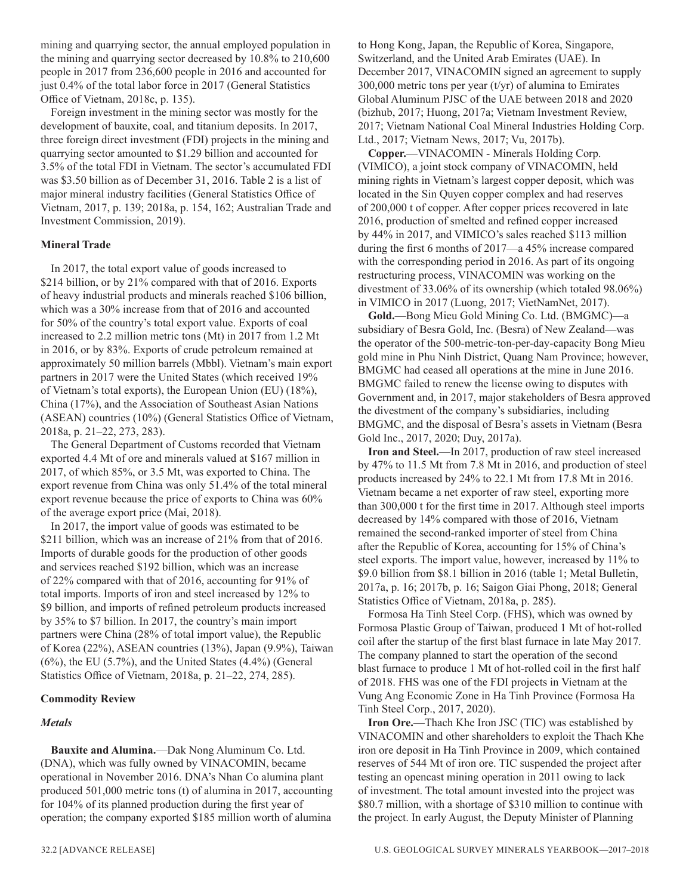mining and quarrying sector, the annual employed population in the mining and quarrying sector decreased by 10.8% to 210,600 people in 2017 from 236,600 people in 2016 and accounted for just 0.4% of the total labor force in 2017 (General Statistics Office of Vietnam, 2018c, p. 135).

Foreign investment in the mining sector was mostly for the development of bauxite, coal, and titanium deposits. In 2017, three foreign direct investment (FDI) projects in the mining and quarrying sector amounted to $1.29 billion and accounted for 3.5% of the total FDI in Vietnam. The sector's accumulated FDI was $3.50 billion as of December 31, 2016. Table 2 is a list of major mineral industry facilities (General Statistics Office of Vietnam, 2017, p. 139; 2018a, p. 154, 162; Australian Trade and Investment Commission, 2019).

**Mineral Trade**

In 2017, the total export value of goods increased to $214 billion, or by 21% compared with that of 2016. Exports of heavy industrial products and minerals reached $106 billion, which was a 30% increase from that of 2016 and accounted for 50% of the country's total export value. Exports of coal increased to 2.2 million metric tons (Mt) in 2017 from 1.2 Mt in 2016, or by 83%. Exports of crude petroleum remained at approximately 50 million barrels (Mbbl). Vietnam's main export partners in 2017 were the United States (which received 19% of Vietnam's total exports), the European Union (EU) (18%), China (17%), and the Association of Southeast Asian Nations (ASEAN) countries (10%) (General Statistics Office of Vietnam, 2018a, p. 21–22, 273, 283).

The General Department of Customs recorded that Vietnam exported 4.4 Mt of ore and minerals valued at $167 million in 2017, of which 85%, or 3.5 Mt, was exported to China. The export revenue from China was only 51.4% of the total mineral export revenue because the price of exports to China was 60% of the average export price (Mai, 2018).

In 2017, the import value of goods was estimated to be $211 billion, which was an increase of 21% from that of 2016. Imports of durable goods for the production of other goods and services reached $192 billion, which was an increase of 22% compared with that of 2016, accounting for 91% of total imports. Imports of iron and steel increased by 12% to $9 billion, and imports of refined petroleum products increased by 35% to $7 billion. In 2017, the country's main import partners were China (28% of total import value), the Republic of Korea (22%), ASEAN countries (13%), Japan (9.9%), Taiwan (6%), the EU (5.7%), and the United States (4.4%) (General Statistics Office of Vietnam, 2018a, p. 21–22, 274, 285).

**Commodity Review**

***Metals***

**Bauxite and Alumina.**—Dak Nong Aluminum Co. Ltd. (DNA), which was fully owned by VINACOMIN, became operational in November 2016. DNA's Nhan Co alumina plant produced 501,000 metric tons (t) of alumina in 2017, accounting for 104% of its planned production during the first year of operation; the company exported $185 million worth of alumina to Hong Kong, Japan, the Republic of Korea, Singapore, Switzerland, and the United Arab Emirates (UAE). In December 2017, VINACOMIN signed an agreement to supply 300,000 metric tons per year (t/yr) of alumina to Emirates Global Aluminum PJSC of the UAE between 2018 and 2020 (bizhub, 2017; Huong, 2017a; Vietnam Investment Review, 2017; Vietnam National Coal Mineral Industries Holding Corp. Ltd., 2017; Vietnam News, 2017; Vu, 2017b).

**Copper.**—VINACOMIN - Minerals Holding Corp. (VIMICO), a joint stock company of VINACOMIN, held mining rights in Vietnam's largest copper deposit, which was located in the Sin Quyen copper complex and had reserves of 200,000 t of copper. After copper prices recovered in late 2016, production of smelted and refined copper increased by 44% in 2017, and VIMICO's sales reached $113 million during the first 6 months of 2017—a 45% increase compared with the corresponding period in 2016. As part of its ongoing restructuring process, VINACOMIN was working on the divestment of 33.06% of its ownership (which totaled 98.06%) in VIMICO in 2017 (Luong, 2017; VietNamNet, 2017).

**Gold.**—Bong Mieu Gold Mining Co. Ltd. (BMGMC)—a subsidiary of Besra Gold, Inc. (Besra) of New Zealand—was the operator of the 500-metric-ton-per-day-capacity Bong Mieu gold mine in Phu Ninh District, Quang Nam Province; however, BMGMC had ceased all operations at the mine in June 2016. BMGMC failed to renew the license owing to disputes with Government and, in 2017, major stakeholders of Besra approved the divestment of the company's subsidiaries, including BMGMC, and the disposal of Besra's assets in Vietnam (Besra Gold Inc., 2017, 2020; Duy, 2017a).

**Iron and Steel.**—In 2017, production of raw steel increased by 47% to 11.5 Mt from 7.8 Mt in 2016, and production of steel products increased by 24% to 22.1 Mt from 17.8 Mt in 2016. Vietnam became a net exporter of raw steel, exporting more than 300,000 t for the first time in 2017. Although steel imports decreased by 14% compared with those of 2016, Vietnam remained the second-ranked importer of steel from China after the Republic of Korea, accounting for 15% of China's steel exports. The import value, however, increased by 11% to $9.0 billion from $8.1 billion in 2016 (table 1; Metal Bulletin, 2017a, p. 16; 2017b, p. 16; Saigon Giai Phong, 2018; General Statistics Office of Vietnam, 2018a, p. 285).

Formosa Ha Tinh Steel Corp. (FHS), which was owned by Formosa Plastic Group of Taiwan, produced 1 Mt of hot-rolled coil after the startup of the first blast furnace in late May 2017. The company planned to start the operation of the second blast furnace to produce 1 Mt of hot-rolled coil in the first half of 2018. FHS was one of the FDI projects in Vietnam at the Vung Ang Economic Zone in Ha Tinh Province (Formosa Ha Tinh Steel Corp., 2017, 2020).

**Iron Ore.**—Thach Khe Iron JSC (TIC) was established by VINACOMIN and other shareholders to exploit the Thach Khe iron ore deposit in Ha Tinh Province in 2009, which contained reserves of 544 Mt of iron ore. TIC suspended the project after testing an opencast mining operation in 2011 owing to lack of investment. The total amount invested into the project was $80.7 million, with a shortage of $310 million to continue with the project. In early August, the Deputy Minister of Planning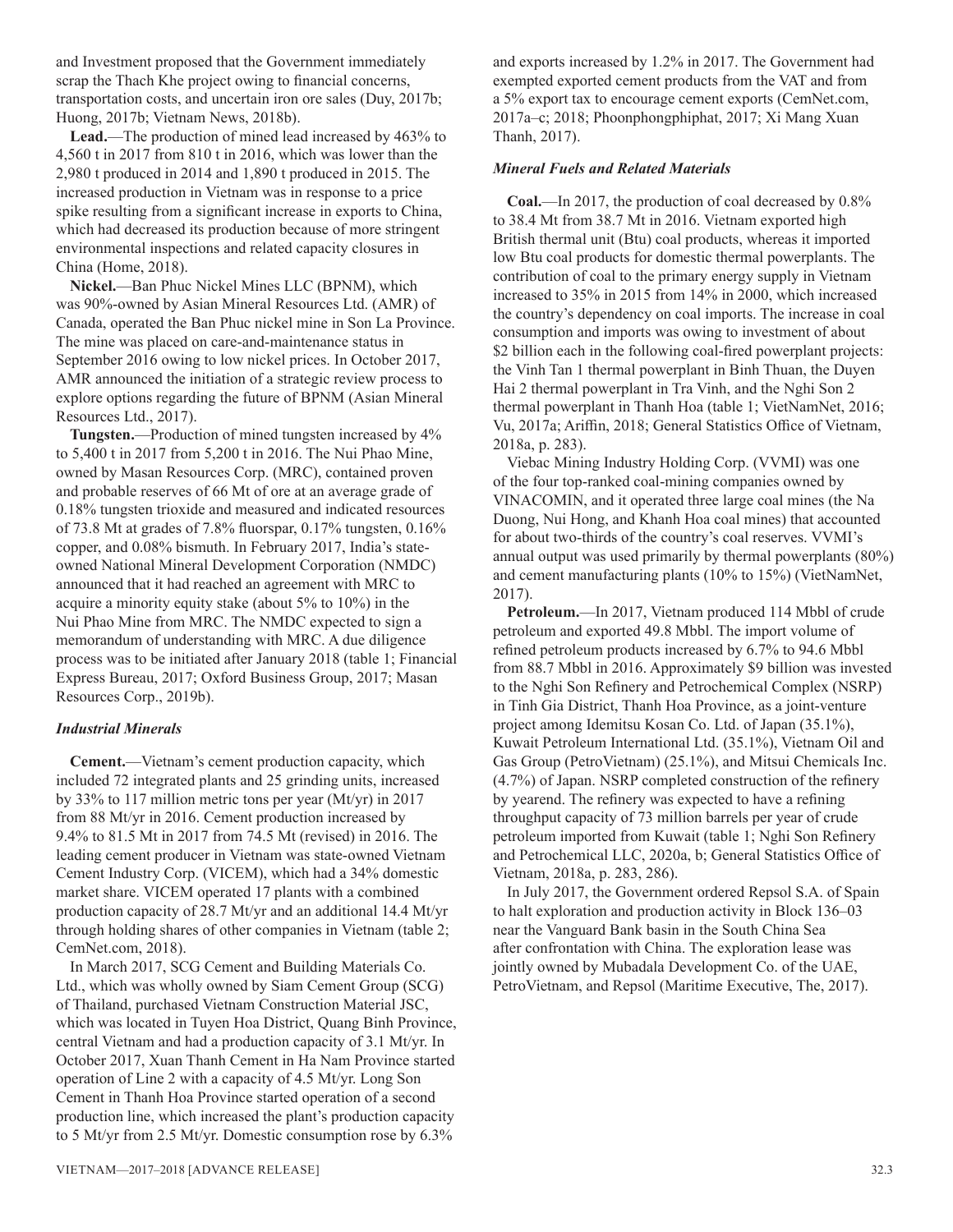and Investment proposed that the Government immediately scrap the Thach Khe project owing to financial concerns, transportation costs, and uncertain iron ore sales (Duy, 2017b; Huong, 2017b; Vietnam News, 2018b).

**Lead.**—The production of mined lead increased by 463% to 4,560 t in 2017 from 810 t in 2016, which was lower than the 2,980 t produced in 2014 and 1,890 t produced in 2015. The increased production in Vietnam was in response to a price spike resulting from a significant increase in exports to China, which had decreased its production because of more stringent environmental inspections and related capacity closures in China (Home, 2018).

**Nickel.**—Ban Phuc Nickel Mines LLC (BPNM), which was 90%-owned by Asian Mineral Resources Ltd. (AMR) of Canada, operated the Ban Phuc nickel mine in Son La Province. The mine was placed on care-and-maintenance status in September 2016 owing to low nickel prices. In October 2017, AMR announced the initiation of a strategic review process to explore options regarding the future of BPNM (Asian Mineral Resources Ltd., 2017).

**Tungsten.**—Production of mined tungsten increased by 4% to 5,400 t in 2017 from 5,200 t in 2016. The Nui Phao Mine, owned by Masan Resources Corp. (MRC), contained proven and probable reserves of 66 Mt of ore at an average grade of 0.18% tungsten trioxide and measured and indicated resources of 73.8 Mt at grades of 7.8% fluorspar, 0.17% tungsten, 0.16% copper, and 0.08% bismuth. In February 2017, India's state-owned National Mineral Development Corporation (NMDC) announced that it had reached an agreement with MRC to acquire a minority equity stake (about 5% to 10%) in the Nui Phao Mine from MRC. The NMDC expected to sign a memorandum of understanding with MRC. A due diligence process was to be initiated after January 2018 (table 1; Financial Express Bureau, 2017; Oxford Business Group, 2017; Masan Resources Corp., 2019b).

### *Industrial Minerals*

**Cement.**—Vietnam's cement production capacity, which included 72 integrated plants and 25 grinding units, increased by 33% to 117 million metric tons per year (Mt/yr) in 2017 from 88 Mt/yr in 2016. Cement production increased by 9.4% to 81.5 Mt in 2017 from 74.5 Mt (revised) in 2016. The leading cement producer in Vietnam was state-owned Vietnam Cement Industry Corp. (VICEM), which had a 34% domestic market share. VICEM operated 17 plants with a combined production capacity of 28.7 Mt/yr and an additional 14.4 Mt/yr through holding shares of other companies in Vietnam (table 2; CemNet.com, 2018).

In March 2017, SCG Cement and Building Materials Co. Ltd., which was wholly owned by Siam Cement Group (SCG) of Thailand, purchased Vietnam Construction Material JSC, which was located in Tuyen Hoa District, Quang Binh Province, central Vietnam and had a production capacity of 3.1 Mt/yr. In October 2017, Xuan Thanh Cement in Ha Nam Province started operation of Line 2 with a capacity of 4.5 Mt/yr. Long Son Cement in Thanh Hoa Province started operation of a second production line, which increased the plant's production capacity to 5 Mt/yr from 2.5 Mt/yr. Domestic consumption rose by 6.3% and exports increased by 1.2% in 2017. The Government had exempted exported cement products from the VAT and from a 5% export tax to encourage cement exports (CemNet.com, 2017a–c; 2018; Phoonphongphiphat, 2017; Xi Mang Xuan Thanh, 2017).

### *Mineral Fuels and Related Materials*

**Coal.**—In 2017, the production of coal decreased by 0.8% to 38.4 Mt from 38.7 Mt in 2016. Vietnam exported high British thermal unit (Btu) coal products, whereas it imported low Btu coal products for domestic thermal powerplants. The contribution of coal to the primary energy supply in Vietnam increased to 35% in 2015 from 14% in 2000, which increased the country's dependency on coal imports. The increase in coal consumption and imports was owing to investment of about $2 billion each in the following coal-fired powerplant projects: the Vinh Tan 1 thermal powerplant in Binh Thuan, the Duyen Hai 2 thermal powerplant in Tra Vinh, and the Nghi Son 2 thermal powerplant in Thanh Hoa (table 1; VietNamNet, 2016; Vu, 2017a; Ariffin, 2018; General Statistics Office of Vietnam, 2018a, p. 283).

Viebac Mining Industry Holding Corp. (VVMI) was one of the four top-ranked coal-mining companies owned by VINACOMIN, and it operated three large coal mines (the Na Duong, Nui Hong, and Khanh Hoa coal mines) that accounted for about two-thirds of the country's coal reserves. VVMI's annual output was used primarily by thermal powerplants (80%) and cement manufacturing plants (10% to 15%) (VietNamNet, 2017).

**Petroleum.**—In 2017, Vietnam produced 114 Mbbl of crude petroleum and exported 49.8 Mbbl. The import volume of refined petroleum products increased by 6.7% to 94.6 Mbbl from 88.7 Mbbl in 2016. Approximately $9 billion was invested to the Nghi Son Refinery and Petrochemical Complex (NSRP) in Tinh Gia District, Thanh Hoa Province, as a joint-venture project among Idemitsu Kosan Co. Ltd. of Japan (35.1%), Kuwait Petroleum International Ltd. (35.1%), Vietnam Oil and Gas Group (PetroVietnam) (25.1%), and Mitsui Chemicals Inc. (4.7%) of Japan. NSRP completed construction of the refinery by yearend. The refinery was expected to have a refining throughput capacity of 73 million barrels per year of crude petroleum imported from Kuwait (table 1; Nghi Son Refinery and Petrochemical LLC, 2020a, b; General Statistics Office of Vietnam, 2018a, p. 283, 286).

In July 2017, the Government ordered Repsol S.A. of Spain to halt exploration and production activity in Block 136–03 near the Vanguard Bank basin in the South China Sea after confrontation with China. The exploration lease was jointly owned by Mubadala Development Co. of the UAE, PetroVietnam, and Repsol (Maritime Executive, The, 2017).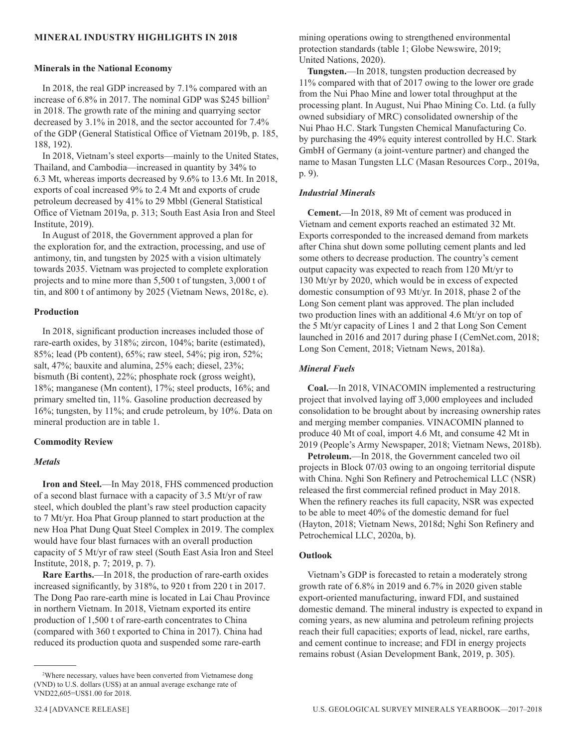## MINERAL INDUSTRY HIGHLIGHTS IN 2018

### Minerals in the National Economy

In 2018, the real GDP increased by 7.1% compared with an increase of 6.8% in 2017. The nominal GDP was $245 billion[2] in 2018. The growth rate of the mining and quarrying sector decreased by 3.1% in 2018, and the sector accounted for 7.4% of the GDP (General Statistical Office of Vietnam 2019b, p. 185, 188, 192).

In 2018, Vietnam's steel exports—mainly to the United States, Thailand, and Cambodia—increased in quantity by 34% to 6.3 Mt, whereas imports decreased by 9.6% to 13.6 Mt. In 2018, exports of coal increased 9% to 2.4 Mt and exports of crude petroleum decreased by 41% to 29 Mbbl (General Statistical Office of Vietnam 2019a, p. 313; South East Asia Iron and Steel Institute, 2019).

In August of 2018, the Government approved a plan for the exploration for, and the extraction, processing, and use of antimony, tin, and tungsten by 2025 with a vision ultimately towards 2035. Vietnam was projected to complete exploration projects and to mine more than 5,500 t of tungsten, 3,000 t of tin, and 800 t of antimony by 2025 (Vietnam News, 2018c, e).

### Production

In 2018, significant production increases included those of rare-earth oxides, by 318%; zircon, 104%; barite (estimated), 85%; lead (Pb content), 65%; raw steel, 54%; pig iron, 52%; salt, 47%; bauxite and alumina, 25% each; diesel, 23%; bismuth (Bi content), 22%; phosphate rock (gross weight), 18%; manganese (Mn content), 17%; steel products, 16%; and primary smelted tin, 11%. Gasoline production decreased by 16%; tungsten, by 11%; and crude petroleum, by 10%. Data on mineral production are in table 1.

### Commodity Review

#### *Metals*

**Iron and Steel.**—In May 2018, FHS commenced production of a second blast furnace with a capacity of 3.5 Mt/yr of raw steel, which doubled the plant's raw steel production capacity to 7 Mt/yr. Hoa Phat Group planned to start production at the new Hoa Phat Dung Quat Steel Complex in 2019. The complex would have four blast furnaces with an overall production capacity of 5 Mt/yr of raw steel (South East Asia Iron and Steel Institute, 2018, p. 7; 2019, p. 7).

**Rare Earths.**—In 2018, the production of rare-earth oxides increased significantly, by 318%, to 920 t from 220 t in 2017. The Dong Pao rare-earth mine is located in Lai Chau Province in northern Vietnam. In 2018, Vietnam exported its entire production of 1,500 t of rare-earth concentrates to China (compared with 360 t exported to China in 2017). China had reduced its production quota and suspended some rare-earth mining operations owing to strengthened environmental protection standards (table 1; Globe Newswire, 2019; United Nations, 2020).

**Tungsten.**—In 2018, tungsten production decreased by 11% compared with that of 2017 owing to the lower ore grade from the Nui Phao Mine and lower total throughput at the processing plant. In August, Nui Phao Mining Co. Ltd. (a fully owned subsidiary of MRC) consolidated ownership of the Nui Phao H.C. Stark Tungsten Chemical Manufacturing Co. by purchasing the 49% equity interest controlled by H.C. Stark GmbH of Germany (a joint-venture partner) and changed the name to Masan Tungsten LLC (Masan Resources Corp., 2019a, p. 9).

#### *Industrial Minerals*

**Cement.**—In 2018, 89 Mt of cement was produced in Vietnam and cement exports reached an estimated 32 Mt. Exports corresponded to the increased demand from markets after China shut down some polluting cement plants and led some others to decrease production. The country's cement output capacity was expected to reach from 120 Mt/yr to 130 Mt/yr by 2020, which would be in excess of expected domestic consumption of 93 Mt/yr. In 2018, phase 2 of the Long Son cement plant was approved. The plan included two production lines with an additional 4.6 Mt/yr on top of the 5 Mt/yr capacity of Lines 1 and 2 that Long Son Cement launched in 2016 and 2017 during phase I (CemNet.com, 2018; Long Son Cement, 2018; Vietnam News, 2018a).

#### *Mineral Fuels*

**Coal.**—In 2018, VINACOMIN implemented a restructuring project that involved laying off 3,000 employees and included consolidation to be brought about by increasing ownership rates and merging member companies. VINACOMIN planned to produce 40 Mt of coal, import 4.6 Mt, and consume 42 Mt in 2019 (People's Army Newspaper, 2018; Vietnam News, 2018b).

**Petroleum.**—In 2018, the Government canceled two oil projects in Block 07/03 owing to an ongoing territorial dispute with China. Nghi Son Refinery and Petrochemical LLC (NSR) released the first commercial refined product in May 2018. When the refinery reaches its full capacity, NSR was expected to be able to meet 40% of the domestic demand for fuel (Hayton, 2018; Vietnam News, 2018d; Nghi Son Refinery and Petrochemical LLC, 2020a, b).

### Outlook

Vietnam's GDP is forecasted to retain a moderately strong growth rate of 6.8% in 2019 and 6.7% in 2020 given stable export-oriented manufacturing, inward FDI, and sustained domestic demand. The mineral industry is expected to expand in coming years, as new alumina and petroleum refining projects reach their full capacities; exports of lead, nickel, rare earths, and cement continue to increase; and FDI in energy projects remains robust (Asian Development Bank, 2019, p. 305).

---

[2]Where necessary, values have been converted from Vietnamese dong (VND) to U.S. dollars (US$) at an annual average exchange rate of VND22,605=US$1.00 for 2018.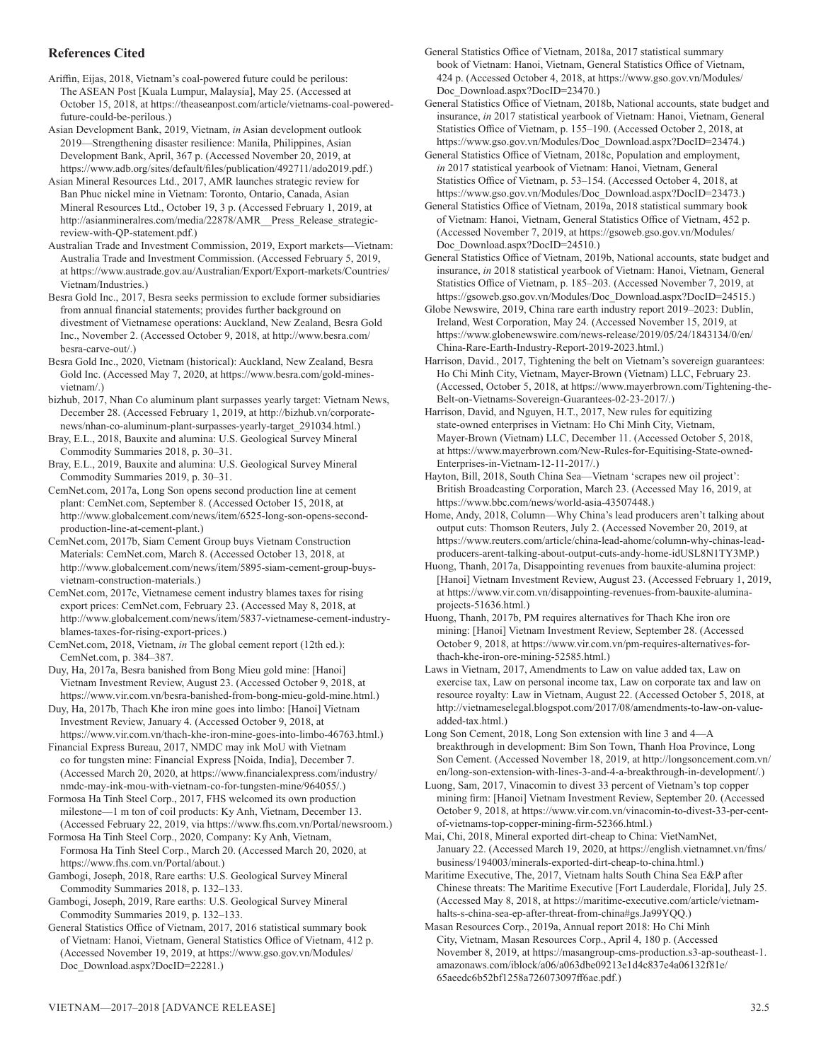### References Cited

Ariffin, Eijas, 2018, Vietnam's coal-powered future could be perilous: The ASEAN Post [Kuala Lumpur, Malaysia], May 25. (Accessed at October 15, 2018, at https://theaseanpost.com/article/vietnams-coal-powered-future-could-be-perilous.)

Asian Development Bank, 2019, Vietnam, *in* Asian development outlook 2019—Strengthening disaster resilience: Manila, Philippines, Asian Development Bank, April, 367 p. (Accessed November 20, 2019, at https://www.adb.org/sites/default/files/publication/492711/ado2019.pdf.)

Asian Mineral Resources Ltd., 2017, AMR launches strategic review for Ban Phuc nickel mine in Vietnam: Toronto, Ontario, Canada, Asian Mineral Resources Ltd., October 19, 3 p. (Accessed February 1, 2019, at http://asianmineralres.com/media/22878/AMR__Press_Release_strategic-review-with-QP-statement.pdf.)

Australian Trade and Investment Commission, 2019, Export markets—Vietnam: Australia Trade and Investment Commission. (Accessed February 5, 2019, at https://www.austrade.gov.au/Australian/Export/Export-markets/Countries/Vietnam/Industries.)

Besra Gold Inc., 2017, Besra seeks permission to exclude former subsidiaries from annual financial statements; provides further background on divestment of Vietnamese operations: Auckland, New Zealand, Besra Gold Inc., November 2. (Accessed October 9, 2018, at http://www.besra.com/besra-carve-out/.)

Besra Gold Inc., 2020, Vietnam (historical): Auckland, New Zealand, Besra Gold Inc. (Accessed May 7, 2020, at https://www.besra.com/gold-mines-vietnam/.)

bizhub, 2017, Nhan Co aluminum plant surpasses yearly target: Vietnam News, December 28. (Accessed February 1, 2019, at http://bizhub.vn/corporate-news/nhan-co-aluminum-plant-surpasses-yearly-target_291034.html.)

Bray, E.L., 2018, Bauxite and alumina: U.S. Geological Survey Mineral Commodity Summaries 2018, p. 30–31.

Bray, E.L., 2019, Bauxite and alumina: U.S. Geological Survey Mineral Commodity Summaries 2019, p. 30–31.

CemNet.com, 2017a, Long Son opens second production line at cement plant: CemNet.com, September 8. (Accessed October 15, 2018, at http://www.globalcement.com/news/item/6525-long-son-opens-second-production-line-at-cement-plant.)

CemNet.com, 2017b, Siam Cement Group buys Vietnam Construction Materials: CemNet.com, March 8. (Accessed October 13, 2018, at http://www.globalcement.com/news/item/5895-siam-cement-group-buys-vietnam-construction-materials.)

CemNet.com, 2017c, Vietnamese cement industry blames taxes for rising export prices: CemNet.com, February 23. (Accessed May 8, 2018, at http://www.globalcement.com/news/item/5837-vietnamese-cement-industry-blames-taxes-for-rising-export-prices.)

CemNet.com, 2018, Vietnam, *in* The global cement report (12th ed.): CemNet.com, p. 384–387.

Duy, Ha, 2017a, Besra banished from Bong Mieu gold mine: [Hanoi] Vietnam Investment Review, August 23. (Accessed October 9, 2018, at https://www.vir.com.vn/besra-banished-from-bong-mieu-gold-mine.html.)

Duy, Ha, 2017b, Thach Khe iron mine goes into limbo: [Hanoi] Vietnam Investment Review, January 4. (Accessed October 9, 2018, at https://www.vir.com.vn/thach-khe-iron-mine-goes-into-limbo-46763.html.)

Financial Express Bureau, 2017, NMDC may ink MoU with Vietnam co for tungsten mine: Financial Express [Noida, India], December 7. (Accessed March 20, 2020, at https://www.financialexpress.com/industry/nmdc-may-ink-mou-with-vietnam-co-for-tungsten-mine/964055/.)

Formosa Ha Tinh Steel Corp., 2017, FHS welcomed its own production milestone—1 m ton of coil products: Ky Anh, Vietnam, December 13. (Accessed February 22, 2019, via https://www.fhs.com.vn/Portal/newsroom.)

Formosa Ha Tinh Steel Corp., 2020, Company: Ky Anh, Vietnam, Formosa Ha Tinh Steel Corp., March 20. (Accessed March 20, 2020, at https://www.fhs.com.vn/Portal/about.)

Gambogi, Joseph, 2018, Rare earths: U.S. Geological Survey Mineral Commodity Summaries 2018, p. 132–133.

Gambogi, Joseph, 2019, Rare earths: U.S. Geological Survey Mineral Commodity Summaries 2019, p. 132–133.

General Statistics Office of Vietnam, 2017, 2016 statistical summary book of Vietnam: Hanoi, Vietnam, General Statistics Office of Vietnam, 412 p. (Accessed November 19, 2019, at https://www.gso.gov.vn/Modules/Doc_Download.aspx?DocID=22281.)

General Statistics Office of Vietnam, 2018a, 2017 statistical summary book of Vietnam: Hanoi, Vietnam, General Statistics Office of Vietnam, 424 p. (Accessed October 4, 2018, at https://www.gso.gov.vn/Modules/Doc_Download.aspx?DocID=23470.)

General Statistics Office of Vietnam, 2018b, National accounts, state budget and insurance, *in* 2017 statistical yearbook of Vietnam: Hanoi, Vietnam, General Statistics Office of Vietnam, p. 155–190. (Accessed October 2, 2018, at https://www.gso.gov.vn/Modules/Doc_Download.aspx?DocID=23474.)

General Statistics Office of Vietnam, 2018c, Population and employment, *in* 2017 statistical yearbook of Vietnam: Hanoi, Vietnam, General Statistics Office of Vietnam, p. 53–154. (Accessed October 4, 2018, at https://www.gso.gov.vn/Modules/Doc_Download.aspx?DocID=23473.)

General Statistics Office of Vietnam, 2019a, 2018 statistical summary book of Vietnam: Hanoi, Vietnam, General Statistics Office of Vietnam, 452 p. (Accessed November 7, 2019, at https://gsoweb.gso.gov.vn/Modules/Doc_Download.aspx?DocID=24510.)

General Statistics Office of Vietnam, 2019b, National accounts, state budget and insurance, *in* 2018 statistical yearbook of Vietnam: Hanoi, Vietnam, General Statistics Office of Vietnam, p. 185–203. (Accessed November 7, 2019, at https://gsoweb.gso.gov.vn/Modules/Doc_Download.aspx?DocID=24515.)

Globe Newswire, 2019, China rare earth industry report 2019–2023: Dublin, Ireland, West Corporation, May 24. (Accessed November 15, 2019, at https://www.globenewswire.com/news-release/2019/05/24/1843134/0/en/China-Rare-Earth-Industry-Report-2019-2023.html.)

Harrison, David., 2017, Tightening the belt on Vietnam's sovereign guarantees: Ho Chi Minh City, Vietnam, Mayer-Brown (Vietnam) LLC, February 23. (Accessed, October 5, 2018, at https://www.mayerbrown.com/Tightening-the-Belt-on-Vietnams-Sovereign-Guarantees-02-23-2017/.)

Harrison, David, and Nguyen, H.T., 2017, New rules for equitizing state-owned enterprises in Vietnam: Ho Chi Minh City, Vietnam, Mayer-Brown (Vietnam) LLC, December 11. (Accessed October 5, 2018, at https://www.mayerbrown.com/New-Rules-for-Equitising-State-owned-Enterprises-in-Vietnam-12-11-2017/.)

Hayton, Bill, 2018, South China Sea—Vietnam 'scrapes new oil project': British Broadcasting Corporation, March 23. (Accessed May 16, 2019, at https://www.bbc.com/news/world-asia-43507448.)

Home, Andy, 2018, Column—Why China's lead producers aren't talking about output cuts: Thomson Reuters, July 2. (Accessed November 20, 2019, at https://www.reuters.com/article/china-lead-ahome/column-why-chinas-lead-producers-arent-talking-about-output-cuts-andy-home-idUSL8N1TY3MP.)

Huong, Thanh, 2017a, Disappointing revenues from bauxite-alumina project: [Hanoi] Vietnam Investment Review, August 23. (Accessed February 1, 2019, at https://www.vir.com.vn/disappointing-revenues-from-bauxite-alumina-projects-51636.html.)

Huong, Thanh, 2017b, PM requires alternatives for Thach Khe iron ore mining: [Hanoi] Vietnam Investment Review, September 28. (Accessed October 9, 2018, at https://www.vir.com.vn/pm-requires-alternatives-for-thach-khe-iron-ore-mining-52585.html.)

Laws in Vietnam, 2017, Amendments to Law on value added tax, Law on exercise tax, Law on personal income tax, Law on corporate tax and law on resource royalty: Law in Vietnam, August 22. (Accessed October 5, 2018, at http://vietnameselegal.blogspot.com/2017/08/amendments-to-law-on-value-added-tax.html.)

Long Son Cement, 2018, Long Son extension with line 3 and 4—A breakthrough in development: Bim Son Town, Thanh Hoa Province, Long Son Cement. (Accessed November 18, 2019, at http://longsoncement.com.vn/en/long-son-extension-with-lines-3-and-4-a-breakthrough-in-development/.)

Luong, Sam, 2017, Vinacomin to divest 33 percent of Vietnam's top copper mining firm: [Hanoi] Vietnam Investment Review, September 20. (Accessed October 9, 2018, at https://www.vir.com.vn/vinacomin-to-divest-33-per-cent-of-vietnams-top-copper-mining-firm-52366.html.)

Mai, Chi, 2018, Mineral exported dirt-cheap to China: VietNamNet, January 22. (Accessed March 19, 2020, at https://english.vietnamnet.vn/fms/business/194003/minerals-exported-dirt-cheap-to-china.html.)

Maritime Executive, The, 2017, Vietnam halts South China Sea E&P after Chinese threats: The Maritime Executive [Fort Lauderdale, Florida], July 25. (Accessed May 8, 2018, at https://maritime-executive.com/article/vietnam-halts-s-china-sea-ep-after-threat-from-china#gs.Ja99YQQ.)

Masan Resources Corp., 2019a, Annual report 2018: Ho Chi Minh City, Vietnam, Masan Resources Corp., April 4, 180 p. (Accessed November 8, 2019, at https://masangroup-cms-production.s3-ap-southeast-1.amazonaws.com/iblock/a06/a063dbe09213e1d4c837e4a06132f81e/65aeedc6b52bf1258a726073097ff6ae.pdf.)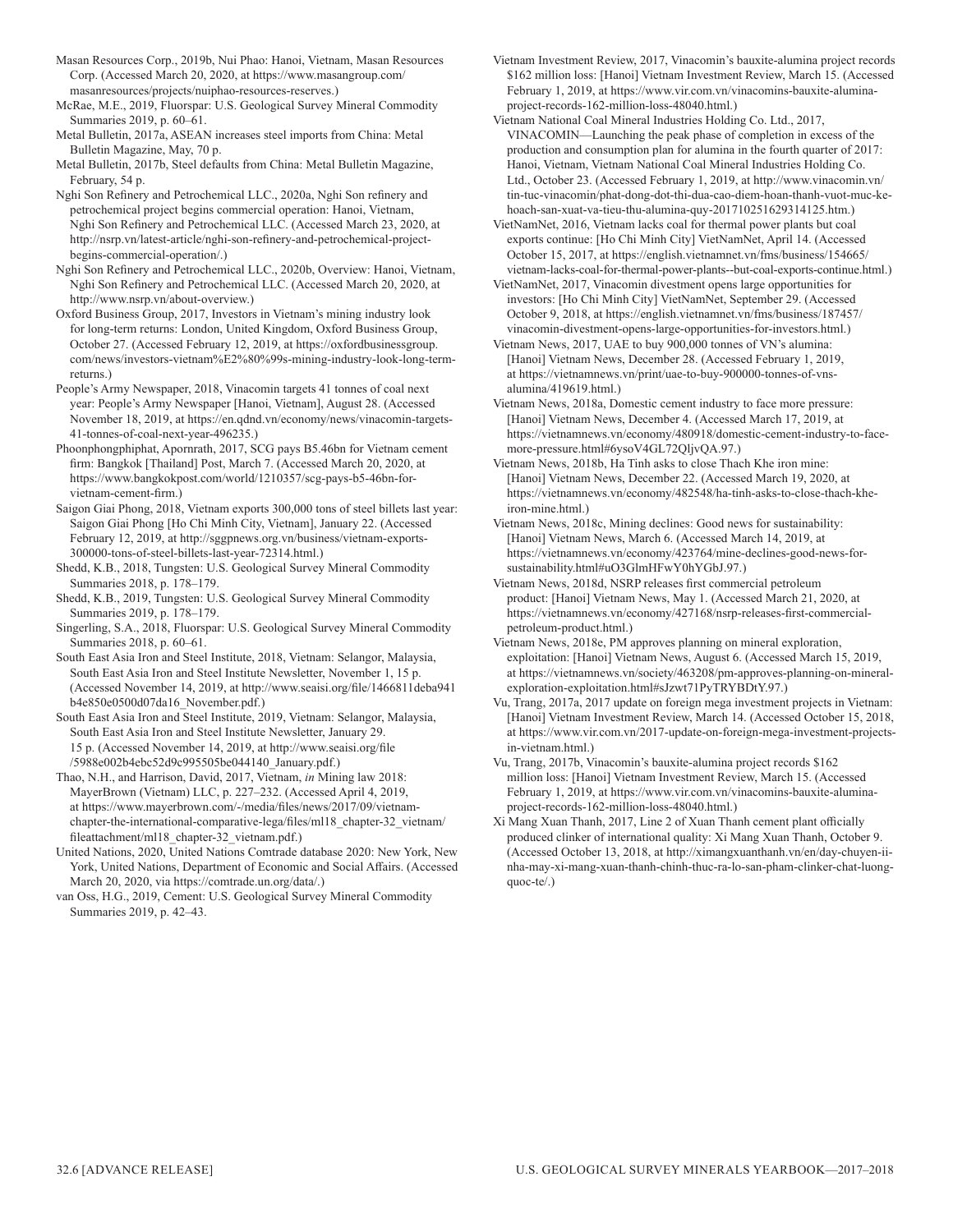Masan Resources Corp., 2019b, Nui Phao: Hanoi, Vietnam, Masan Resources Corp. (Accessed March 20, 2020, at https://www.masangroup.com/masanresources/projects/nuiphao-resources-reserves.)

McRae, M.E., 2019, Fluorspar: U.S. Geological Survey Mineral Commodity Summaries 2019, p. 60–61.

Metal Bulletin, 2017a, ASEAN increases steel imports from China: Metal Bulletin Magazine, May, 70 p.

Metal Bulletin, 2017b, Steel defaults from China: Metal Bulletin Magazine, February, 54 p.

Nghi Son Refinery and Petrochemical LLC., 2020a, Nghi Son refinery and petrochemical project begins commercial operation: Hanoi, Vietnam, Nghi Son Refinery and Petrochemical LLC. (Accessed March 23, 2020, at http://nsrp.vn/latest-article/nghi-son-refinery-and-petrochemical-project-begins-commercial-operation/.)

Nghi Son Refinery and Petrochemical LLC., 2020b, Overview: Hanoi, Vietnam, Nghi Son Refinery and Petrochemical LLC. (Accessed March 20, 2020, at http://www.nsrp.vn/about-overview.)

Oxford Business Group, 2017, Investors in Vietnam's mining industry look for long-term returns: London, United Kingdom, Oxford Business Group, October 27. (Accessed February 12, 2019, at https://oxfordbusinessgroup.com/news/investors-vietnam%E2%80%99s-mining-industry-look-long-term-returns.)

People's Army Newspaper, 2018, Vinacomin targets 41 tonnes of coal next year: People's Army Newspaper [Hanoi, Vietnam], August 28. (Accessed November 18, 2019, at https://en.qdnd.vn/economy/news/vinacomin-targets-41-tonnes-of-coal-next-year-496235.)

Phoonphongphiphat, Apornrath, 2017, SCG pays B5.46bn for Vietnam cement firm: Bangkok [Thailand] Post, March 7. (Accessed March 20, 2020, at https://www.bangkokpost.com/world/1210357/scg-pays-b5-46bn-for-vietnam-cement-firm.)

Saigon Giai Phong, 2018, Vietnam exports 300,000 tons of steel billets last year: Saigon Giai Phong [Ho Chi Minh City, Vietnam], January 22. (Accessed February 12, 2019, at http://sggpnews.org.vn/business/vietnam-exports-300000-tons-of-steel-billets-last-year-72314.html.)

Shedd, K.B., 2018, Tungsten: U.S. Geological Survey Mineral Commodity Summaries 2018, p. 178–179.

Shedd, K.B., 2019, Tungsten: U.S. Geological Survey Mineral Commodity Summaries 2019, p. 178–179.

Singerling, S.A., 2018, Fluorspar: U.S. Geological Survey Mineral Commodity Summaries 2018, p. 60–61.

South East Asia Iron and Steel Institute, 2018, Vietnam: Selangor, Malaysia, South East Asia Iron and Steel Institute Newsletter, November 1, 15 p. (Accessed November 14, 2019, at http://www.seaisi.org/file/1466811deba941b4e850e0500d07da16_November.pdf.)

South East Asia Iron and Steel Institute, 2019, Vietnam: Selangor, Malaysia, South East Asia Iron and Steel Institute Newsletter, January 29. 15 p. (Accessed November 14, 2019, at http://www.seaisi.org/file/5988e002b4ebc52d9c995505be044140_January.pdf.)

Thao, N.H., and Harrison, David, 2017, Vietnam, *in* Mining law 2018: MayerBrown (Vietnam) LLC, p. 227–232. (Accessed April 4, 2019, at https://www.mayerbrown.com/-/media/files/news/2017/09/vietnam-chapter-the-international-comparative-lega/files/ml18_chapter-32_vietnam/fileattachment/ml18_chapter-32_vietnam.pdf.)

United Nations, 2020, United Nations Comtrade database 2020: New York, New York, United Nations, Department of Economic and Social Affairs. (Accessed March 20, 2020, via https://comtrade.un.org/data/.)

van Oss, H.G., 2019, Cement: U.S. Geological Survey Mineral Commodity Summaries 2019, p. 42–43.

Vietnam Investment Review, 2017, Vinacomin's bauxite-alumina project records $162 million loss: [Hanoi] Vietnam Investment Review, March 15. (Accessed February 1, 2019, at https://www.vir.com.vn/vinacomins-bauxite-alumina-project-records-162-million-loss-48040.html.)

Vietnam National Coal Mineral Industries Holding Co. Ltd., 2017, VINACOMIN—Launching the peak phase of completion in excess of the production and consumption plan for alumina in the fourth quarter of 2017: Hanoi, Vietnam, Vietnam National Coal Mineral Industries Holding Co. Ltd., October 23. (Accessed February 1, 2019, at http://www.vinacomin.vn/tin-tuc-vinacomin/phat-dong-dot-thi-dua-cao-diem-hoan-thanh-vuot-muc-ke-hoach-san-xuat-va-tieu-thu-alumina-quy-201710251629314125.htm.)

VietNamNet, 2016, Vietnam lacks coal for thermal power plants but coal exports continue: [Ho Chi Minh City] VietNamNet, April 14. (Accessed October 15, 2017, at https://english.vietnamnet.vn/fms/business/154665/vietnam-lacks-coal-for-thermal-power-plants--but-coal-exports-continue.html.)

VietNamNet, 2017, Vinacomin divestment opens large opportunities for investors: [Ho Chi Minh City] VietNamNet, September 29. (Accessed October 9, 2018, at https://english.vietnamnet.vn/fms/business/187457/vinacomin-divestment-opens-large-opportunities-for-investors.html.)

Vietnam News, 2017, UAE to buy 900,000 tonnes of VN's alumina: [Hanoi] Vietnam News, December 28. (Accessed February 1, 2019, at https://vietnamnews.vn/print/uae-to-buy-900000-tonnes-of-vns-alumina/419619.html.)

Vietnam News, 2018a, Domestic cement industry to face more pressure: [Hanoi] Vietnam News, December 4. (Accessed March 17, 2019, at https://vietnamnews.vn/economy/480918/domestic-cement-industry-to-face-more-pressure.html#6ysoV4GL72QljvQA.97.)

Vietnam News, 2018b, Ha Tinh asks to close Thach Khe iron mine: [Hanoi] Vietnam News, December 22. (Accessed March 19, 2020, at https://vietnamnews.vn/economy/482548/ha-tinh-asks-to-close-thach-khe-iron-mine.html.)

Vietnam News, 2018c, Mining declines: Good news for sustainability: [Hanoi] Vietnam News, March 6. (Accessed March 14, 2019, at https://vietnamnews.vn/economy/423764/mine-declines-good-news-for-sustainability.html#uO3GlmHFwY0hYGbJ.97.)

Vietnam News, 2018d, NSRP releases first commercial petroleum product: [Hanoi] Vietnam News, May 1. (Accessed March 21, 2020, at https://vietnamnews.vn/economy/427168/nsrp-releases-first-commercial-petroleum-product.html.)

Vietnam News, 2018e, PM approves planning on mineral exploration, exploitation: [Hanoi] Vietnam News, August 6. (Accessed March 15, 2019, at https://vietnamnews.vn/society/463208/pm-approves-planning-on-mineral-exploration-exploitation.html#sJzwt71PyTRYBDtY.97.)

Vu, Trang, 2017a, 2017 update on foreign mega investment projects in Vietnam: [Hanoi] Vietnam Investment Review, March 14. (Accessed October 15, 2018, at https://www.vir.com.vn/2017-update-on-foreign-mega-investment-projects-in-vietnam.html.)

Vu, Trang, 2017b, Vinacomin's bauxite-alumina project records $162 million loss: [Hanoi] Vietnam Investment Review, March 15. (Accessed February 1, 2019, at https://www.vir.com.vn/vinacomins-bauxite-alumina-project-records-162-million-loss-48040.html.)

Xi Mang Xuan Thanh, 2017, Line 2 of Xuan Thanh cement plant officially produced clinker of international quality: Xi Mang Xuan Thanh, October 9. (Accessed October 13, 2018, at http://ximangxuanthanh.vn/en/day-chuyen-ii-nha-may-xi-mang-xuan-thanh-chinh-thuc-ra-lo-san-pham-clinker-chat-luong-quoc-te/.)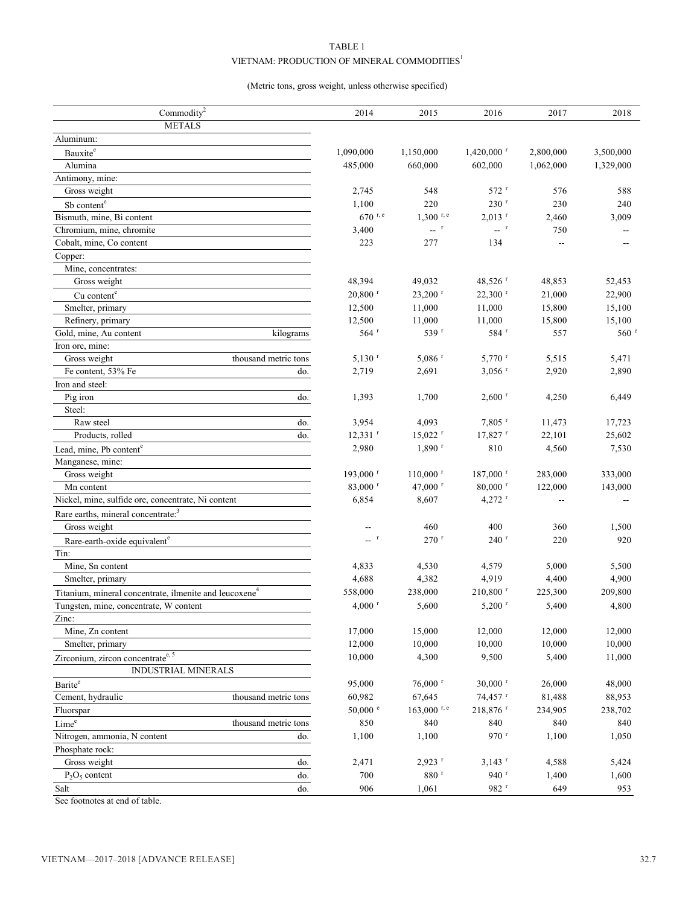TABLE 1

VIETNAM: PRODUCTION OF MINERAL COMMODITIES[1]

(Metric tons, gross weight, unless otherwise specified)

| Commodity[2] | | 2014 | 2015 | 2016 | 2017 | 2018 |
|---|---|---|---|---|---|---|
| METALS | | | | | | |
| Aluminum: | | | | | | |
| Bauxite[e] | | 1,090,000 | 1,150,000 | 1,420,000 [r] | 2,800,000 | 3,500,000 |
| Alumina | | 485,000 | 660,000 | 602,000 | 1,062,000 | 1,329,000 |
| Antimony, mine: | | | | | | |
| Gross weight | | 2,745 | 548 | 572 [r] | 576 | 588 |
| Sb content[e] | | 1,100 | 220 | 230 [r] | 230 | 240 |
| Bismuth, mine, Bi content | | 670 [r, e] | 1,300 [r, e] | 2,013 [r] | 2,460 | 3,009 |
| Chromium, mine, chromite | | 3,400 | -- [r] | -- [r] | 750 | -- |
| Cobalt, mine, Co content | | 223 | 277 | 134 | -- | -- |
| Copper: | | | | | | |
| Mine, concentrates: | | | | | | |
| Gross weight | | 48,394 | 49,032 | 48,526 [r] | 48,853 | 52,453 |
| Cu content[e] | | 20,800 [r] | 23,200 [r] | 22,300 [r] | 21,000 | 22,900 |
| Smelter, primary | | 12,500 | 11,000 | 11,000 | 15,800 | 15,100 |
| Refinery, primary | | 12,500 | 11,000 | 11,000 | 15,800 | 15,100 |
| Gold, mine, Au content | kilograms | 564 [r] | 539 [r] | 584 [r] | 557 | 560 [e] |
| Iron ore, mine: | | | | | | |
| Gross weight | thousand metric tons | 5,130 [r] | 5,086 [r] | 5,770 [r] | 5,515 | 5,471 |
| Fe content, 53% Fe | do. | 2,719 | 2,691 | 3,056 [r] | 2,920 | 2,890 |
| Iron and steel: | | | | | | |
| Pig iron | do. | 1,393 | 1,700 | 2,600 [r] | 4,250 | 6,449 |
| Steel: | | | | | | |
| Raw steel | do. | 3,954 | 4,093 | 7,805 [r] | 11,473 | 17,723 |
| Products, rolled | do. | 12,331 [r] | 15,022 [r] | 17,827 [r] | 22,101 | 25,602 |
| Lead, mine, Pb content[e] | | 2,980 | 1,890 [r] | 810 | 4,560 | 7,530 |
| Manganese, mine: | | | | | | |
| Gross weight | | 193,000 [r] | 110,000 [r] | 187,000 [r] | 283,000 | 333,000 |
| Mn content | | 83,000 [r] | 47,000 [r] | 80,000 [r] | 122,000 | 143,000 |
| Nickel, mine, sulfide ore, concentrate, Ni content | | 6,854 | 8,607 | 4,272 [r] | -- | -- |
| Rare earths, mineral concentrate:[3] | | | | | | |
| Gross weight | | -- | 460 | 400 | 360 | 1,500 |
| Rare-earth-oxide equivalent[e] | | -- [r] | 270 [r] | 240 [r] | 220 | 920 |
| Tin: | | | | | | |
| Mine, Sn content | | 4,833 | 4,530 | 4,579 | 5,000 | 5,500 |
| Smelter, primary | | 4,688 | 4,382 | 4,919 | 4,400 | 4,900 |
| Titanium, mineral concentrate, ilmenite and leucoxene[4] | | 558,000 | 238,000 | 210,800 [r] | 225,300 | 209,800 |
| Tungsten, mine, concentrate, W content | | 4,000 [r] | 5,600 | 5,200 [r] | 5,400 | 4,800 |
| Zinc: | | | | | | |
| Mine, Zn content | | 17,000 | 15,000 | 12,000 | 12,000 | 12,000 |
| Smelter, primary | | 12,000 | 10,000 | 10,000 | 10,000 | 10,000 |
| Zirconium, zircon concentrate[e, 5] | | 10,000 | 4,300 | 9,500 | 5,400 | 11,000 |
| INDUSTRIAL MINERALS | | | | | | |
| Barite[e] | | 95,000 | 76,000 [r] | 30,000 [r] | 26,000 | 48,000 |
| Cement, hydraulic | thousand metric tons | 60,982 | 67,645 | 74,457 [r] | 81,488 | 88,953 |
| Fluorspar | | 50,000 [e] | 163,000 [r, e] | 218,876 [r] | 234,905 | 238,702 |
| Lime[e] | thousand metric tons | 850 | 840 | 840 | 840 | 840 |
| Nitrogen, ammonia, N content | do. | 1,100 | 1,100 | 970 [r] | 1,100 | 1,050 |
| Phosphate rock: | | | | | | |
| Gross weight | do. | 2,471 | 2,923 [r] | 3,143 [r] | 4,588 | 5,424 |
| $P_2O_5$ content | do. | 700 | 880 [r] | 940 [r] | 1,400 | 1,600 |
| Salt | do. | 906 | 1,061 | 982 [r] | 649 | 953 |

See footnotes at end of table.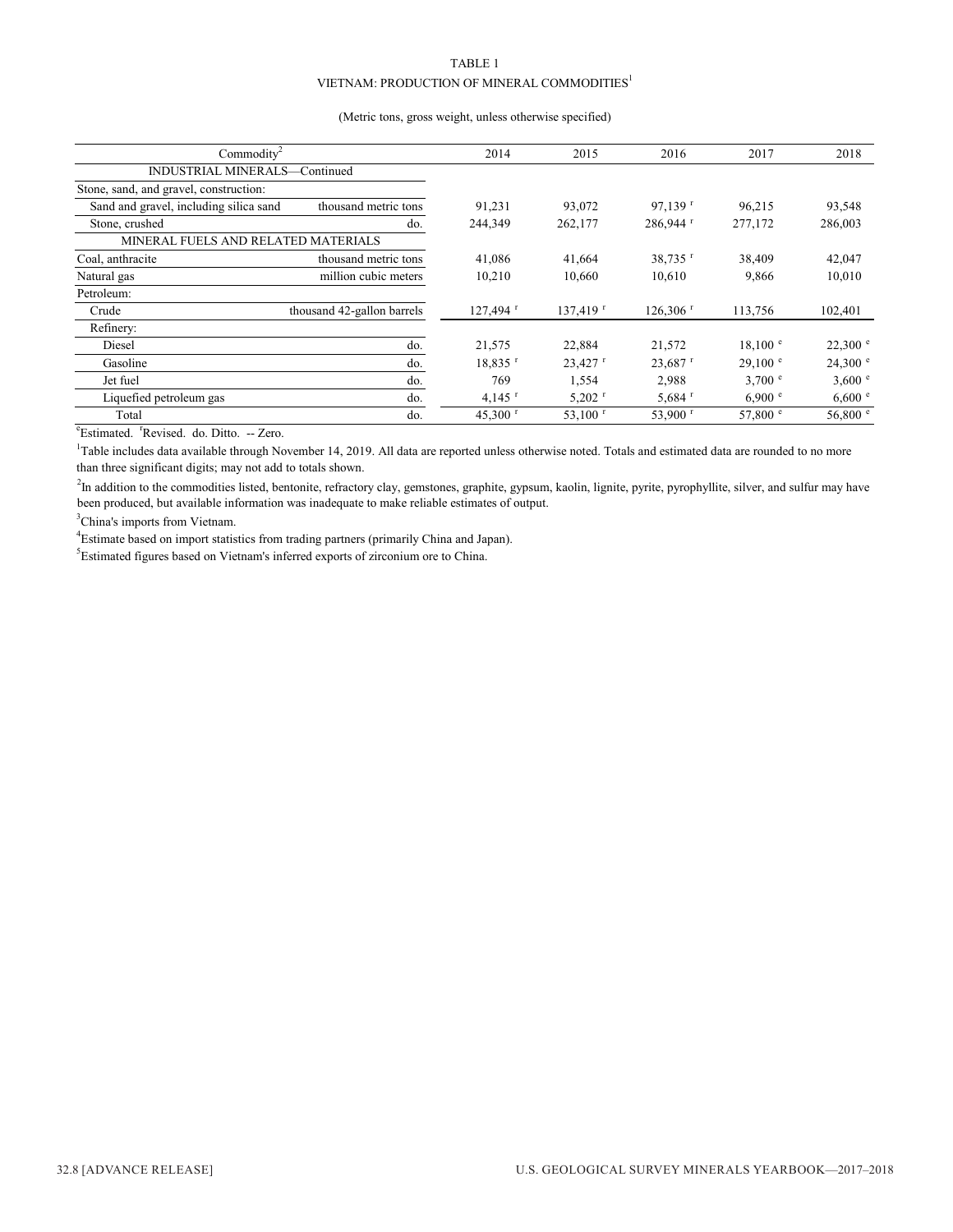TABLE 1

VIETNAM: PRODUCTION OF MINERAL COMMODITIES[1]

(Metric tons, gross weight, unless otherwise specified)

| Commodity[2] | | 2014 | 2015 | 2016 | 2017 | 2018 |
|---|---|---|---|---|---|---|
| INDUSTRIAL MINERALS—Continued | | | | | | |
| Stone, sand, and gravel, construction: | | | | | | |
| Sand and gravel, including silica sand | thousand metric tons | 91,231 | 93,072 | 97,139 r | 96,215 | 93,548 |
| Stone, crushed | do. | 244,349 | 262,177 | 286,944 r | 277,172 | 286,003 |
| MINERAL FUELS AND RELATED MATERIALS | | | | | | |
| Coal, anthracite | thousand metric tons | 41,086 | 41,664 | 38,735 r | 38,409 | 42,047 |
| Natural gas | million cubic meters | 10,210 | 10,660 | 10,610 | 9,866 | 10,010 |
| Petroleum: | | | | | | |
| Crude | thousand 42-gallon barrels | 127,494 r | 137,419 r | 126,306 r | 113,756 | 102,401 |
| Refinery: | | | | | | |
| Diesel | do. | 21,575 | 22,884 | 21,572 | 18,100 e | 22,300 e |
| Gasoline | do. | 18,835 r | 23,427 r | 23,687 r | 29,100 e | 24,300 e |
| Jet fuel | do. | 769 | 1,554 | 2,988 | 3,700 e | 3,600 e |
| Liquefied petroleum gas | do. | 4,145 r | 5,202 r | 5,684 r | 6,900 e | 6,600 e |
| Total | do. | 45,300 r | 53,100 r | 53,900 r | 57,800 e | 56,800 e |

eEstimated. rRevised. do. Ditto. -- Zero.

[1]Table includes data available through November 14, 2019. All data are reported unless otherwise noted. Totals and estimated data are rounded to no more than three significant digits; may not add to totals shown.

[2]In addition to the commodities listed, bentonite, refractory clay, gemstones, graphite, gypsum, kaolin, lignite, pyrite, pyrophyllite, silver, and sulfur may have been produced, but available information was inadequate to make reliable estimates of output.

[3]China's imports from Vietnam.

[4]Estimate based on import statistics from trading partners (primarily China and Japan).

[5]Estimated figures based on Vietnam's inferred exports of zirconium ore to China.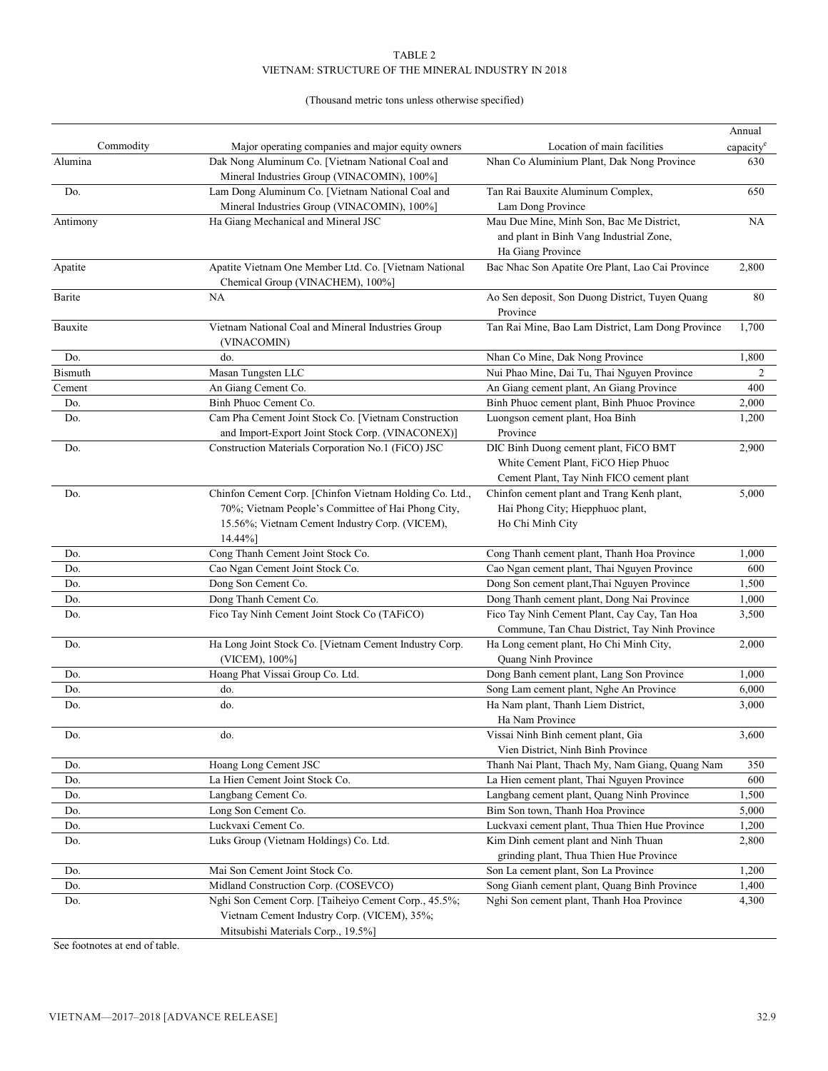TABLE 2
VIETNAM: STRUCTURE OF THE MINERAL INDUSTRY IN 2018

(Thousand metric tons unless otherwise specified)

| Commodity | Major operating companies and major equity owners | Location of main facilities | Annual capacity[e] |
|---|---|---|---|
| Alumina | Dak Nong Aluminum Co. [Vietnam National Coal and Mineral Industries Group (VINACOMIN), 100%] | Nhan Co Aluminium Plant, Dak Nong Province | 630 |
| Do. | Lam Dong Aluminum Co. [Vietnam National Coal and Mineral Industries Group (VINACOMIN), 100%] | Tan Rai Bauxite Aluminum Complex, Lam Dong Province | 650 |
| Antimony | Ha Giang Mechanical and Mineral JSC | Mau Due Mine, Minh Son, Bac Me District, and plant in Binh Vang Industrial Zone, Ha Giang Province | NA |
| Apatite | Apatite Vietnam One Member Ltd. Co. [Vietnam National Chemical Group (VINACHEM), 100%] | Bac Nhac Son Apatite Ore Plant, Lao Cai Province | 2,800 |
| Barite | NA | Ao Sen deposit, Son Duong District, Tuyen Quang Province | 80 |
| Bauxite | Vietnam National Coal and Mineral Industries Group (VINACOMIN) | Tan Rai Mine, Bao Lam District, Lam Dong Province | 1,700 |
| Do. | do. | Nhan Co Mine, Dak Nong Province | 1,800 |
| Bismuth | Masan Tungsten LLC | Nui Phao Mine, Dai Tu, Thai Nguyen Province | 2 |
| Cement | An Giang Cement Co. | An Giang cement plant, An Giang Province | 400 |
| Do. | Binh Phuoc Cement Co. | Binh Phuoc cement plant, Binh Phuoc Province | 2,000 |
| Do. | Cam Pha Cement Joint Stock Co. [Vietnam Construction and Import-Export Joint Stock Corp. (VINACONEX)] | Luongson cement plant, Hoa Binh Province | 1,200 |
| Do. | Construction Materials Corporation No.1 (FiCO) JSC | DIC Binh Duong cement plant, FiCO BMT White Cement Plant, FiCO Hiep Phuoc Cement Plant, Tay Ninh FICO cement plant | 2,900 |
| Do. | Chinfon Cement Corp. [Chinfon Vietnam Holding Co. Ltd., 70%; Vietnam People's Committee of Hai Phong City, 15.56%; Vietnam Cement Industry Corp. (VICEM), 14.44%] | Chinfon cement plant and Trang Kenh plant, Hai Phong City; Hiepphuoc plant, Ho Chi Minh City | 5,000 |
| Do. | Cong Thanh Cement Joint Stock Co. | Cong Thanh cement plant, Thanh Hoa Province | 1,000 |
| Do. | Cao Ngan Cement Joint Stock Co. | Cao Ngan cement plant, Thai Nguyen Province | 600 |
| Do. | Dong Son Cement Co. | Dong Son cement plant,Thai Nguyen Province | 1,500 |
| Do. | Dong Thanh Cement Co. | Dong Thanh cement plant, Dong Nai Province | 1,000 |
| Do. | Fico Tay Ninh Cement Joint Stock Co (TAFiCO) | Fico Tay Ninh Cement Plant, Cay Cay, Tan Hoa Commune, Tan Chau District, Tay Ninh Province | 3,500 |
| Do. | Ha Long Joint Stock Co. [Vietnam Cement Industry Corp. (VICEM), 100%] | Ha Long cement plant, Ho Chi Minh City, Quang Ninh Province | 2,000 |
| Do. | Hoang Phat Vissai Group Co. Ltd. | Dong Banh cement plant, Lang Son Province | 1,000 |
| Do. | do. | Song Lam cement plant, Nghe An Province | 6,000 |
| Do. | do. | Ha Nam plant, Thanh Liem District, Ha Nam Province | 3,000 |
| Do. | do. | Vissai Ninh Binh cement plant, Gia Vien District, Ninh Binh Province | 3,600 |
| Do. | Hoang Long Cement JSC | Thanh Nai Plant, Thach My, Nam Giang, Quang Nam | 350 |
| Do. | La Hien Cement Joint Stock Co. | La Hien cement plant, Thai Nguyen Province | 600 |
| Do. | Langbang Cement Co. | Langbang cement plant, Quang Ninh Province | 1,500 |
| Do. | Long Son Cement Co. | Bim Son town, Thanh Hoa Province | 5,000 |
| Do. | Luckvaxi Cement Co. | Luckvaxi cement plant, Thua Thien Hue Province | 1,200 |
| Do. | Luks Group (Vietnam Holdings) Co. Ltd. | Kim Dinh cement plant and Ninh Thuan grinding plant, Thua Thien Hue Province | 2,800 |
| Do. | Mai Son Cement Joint Stock Co. | Son La cement plant, Son La Province | 1,200 |
| Do. | Midland Construction Corp. (COSEVCO) | Song Gianh cement plant, Quang Binh Province | 1,400 |
| Do. | Nghi Son Cement Corp. [Taiheiyo Cement Corp., 45.5%; Vietnam Cement Industry Corp. (VICEM), 35%; Mitsubishi Materials Corp., 19.5%] | Nghi Son cement plant, Thanh Hoa Province | 4,300 |

See footnotes at end of table.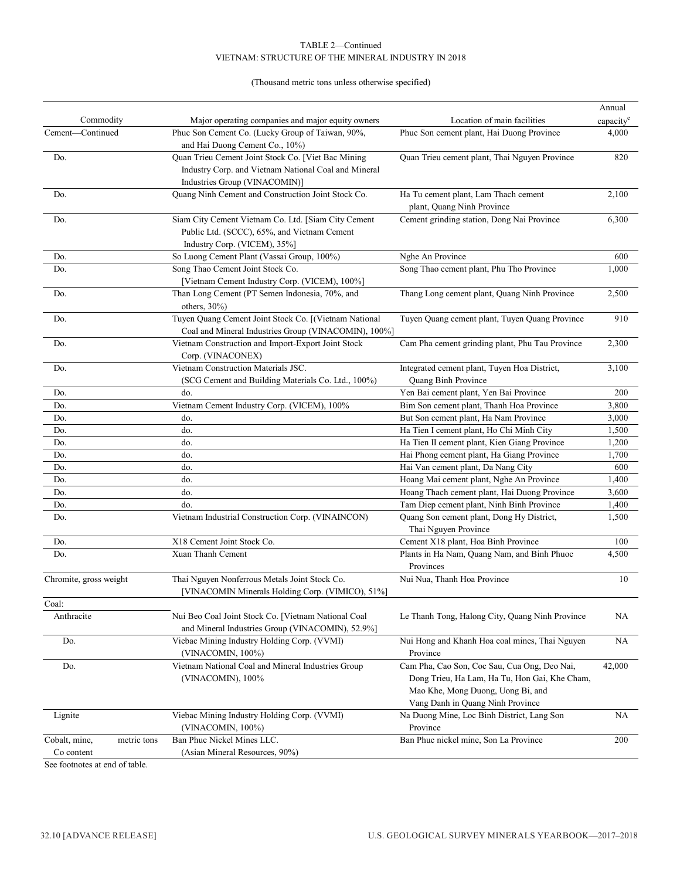TABLE 2—Continued
VIETNAM: STRUCTURE OF THE MINERAL INDUSTRY IN 2018

(Thousand metric tons unless otherwise specified)

| Commodity | Major operating companies and major equity owners | Location of main facilities | Annual capacity[e] |
|---|---|---|---|
| Cement—Continued | Phuc Son Cement Co. (Lucky Group of Taiwan, 90%, and Hai Duong Cement Co., 10%) | Phuc Son cement plant, Hai Duong Province | 4,000 |
| Do. | Quan Trieu Cement Joint Stock Co. [Viet Bac Mining Industry Corp. and Vietnam National Coal and Mineral Industries Group (VINACOMIN)] | Quan Trieu cement plant, Thai Nguyen Province | 820 |
| Do. | Quang Ninh Cement and Construction Joint Stock Co. | Ha Tu cement plant, Lam Thach cement plant, Quang Ninh Province | 2,100 |
| Do. | Siam City Cement Vietnam Co. Ltd. [Siam City Cement Public Ltd. (SCCC), 65%, and Vietnam Cement Industry Corp. (VICEM), 35%] | Cement grinding station, Dong Nai Province | 6,300 |
| Do. | So Luong Cement Plant (Vassai Group, 100%) | Nghe An Province | 600 |
| Do. | Song Thao Cement Joint Stock Co. [Vietnam Cement Industry Corp. (VICEM), 100%] | Song Thao cement plant, Phu Tho Province | 1,000 |
| Do. | Than Long Cement (PT Semen Indonesia, 70%, and others, 30%) | Thang Long cement plant, Quang Ninh Province | 2,500 |
| Do. | Tuyen Quang Cement Joint Stock Co. [(Vietnam National Coal and Mineral Industries Group (VINACOMIN), 100%] | Tuyen Quang cement plant, Tuyen Quang Province | 910 |
| Do. | Vietnam Construction and Import-Export Joint Stock Corp. (VINACONEX) | Cam Pha cement grinding plant, Phu Tau Province | 2,300 |
| Do. | Vietnam Construction Materials JSC. (SCG Cement and Building Materials Co. Ltd., 100%) | Integrated cement plant, Tuyen Hoa District, Quang Binh Province | 3,100 |
| Do. | do. | Yen Bai cement plant, Yen Bai Province | 200 |
| Do. | Vietnam Cement Industry Corp. (VICEM), 100% | Bim Son cement plant, Thanh Hoa Province | 3,800 |
| Do. | do. | But Son cement plant, Ha Nam Province | 3,000 |
| Do. | do. | Ha Tien I cement plant, Ho Chi Minh City | 1,500 |
| Do. | do. | Ha Tien II cement plant, Kien Giang Province | 1,200 |
| Do. | do. | Hai Phong cement plant, Ha Giang Province | 1,700 |
| Do. | do. | Hai Van cement plant, Da Nang City | 600 |
| Do. | do. | Hoang Mai cement plant, Nghe An Province | 1,400 |
| Do. | do. | Hoang Thach cement plant, Hai Duong Province | 3,600 |
| Do. | do. | Tam Diep cement plant, Ninh Binh Province | 1,400 |
| Do. | Vietnam Industrial Construction Corp. (VINAINCON) | Quang Son cement plant, Dong Hy District, Thai Nguyen Province | 1,500 |
| Do. | X18 Cement Joint Stock Co. | Cement X18 plant, Hoa Binh Province | 100 |
| Do. | Xuan Thanh Cement | Plants in Ha Nam, Quang Nam, and Binh Phuoc Provinces | 4,500 |
| Chromite, gross weight | Thai Nguyen Nonferrous Metals Joint Stock Co. [VINACOMIN Minerals Holding Corp. (VIMICO), 51%] | Nui Nua, Thanh Hoa Province | 10 |
| Coal: | | | |
| Anthracite | Nui Beo Coal Joint Stock Co. [Vietnam National Coal and Mineral Industries Group (VINACOMIN), 52.9%] | Le Thanh Tong, Halong City, Quang Ninh Province | NA |
| Do. | Viebac Mining Industry Holding Corp. (VVMI) (VINACOMIN, 100%) | Nui Hong and Khanh Hoa coal mines, Thai Nguyen Province | NA |
| Do. | Vietnam National Coal and Mineral Industries Group (VINACOMIN), 100% | Cam Pha, Cao Son, Coc Sau, Cua Ong, Deo Nai, Dong Trieu, Ha Lam, Ha Tu, Hon Gai, Khe Cham, Mao Khe, Mong Duong, Uong Bi, and Vang Danh in Quang Ninh Province | 42,000 |
| Lignite | Viebac Mining Industry Holding Corp. (VVMI) (VINACOMIN, 100%) | Na Duong Mine, Loc Binh District, Lang Son Province | NA |
| Cobalt, mine, Co content, metric tons | Ban Phuc Nickel Mines LLC. (Asian Mineral Resources, 90%) | Ban Phuc nickel mine, Son La Province | 200 |

See footnotes at end of table.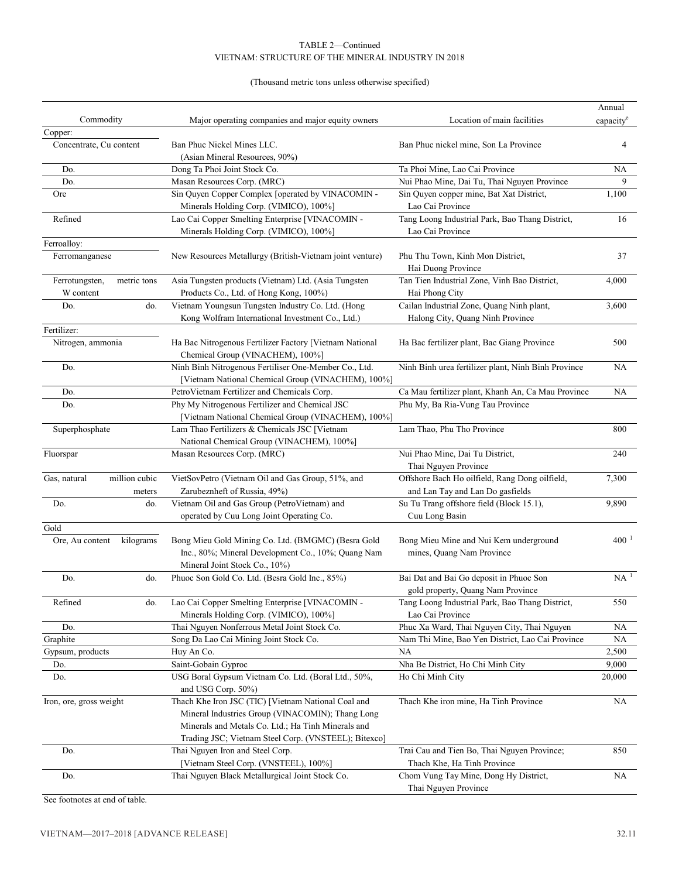TABLE 2—Continued
VIETNAM: STRUCTURE OF THE MINERAL INDUSTRY IN 2018

(Thousand metric tons unless otherwise specified)

| Commodity | Major operating companies and major equity owners | Location of main facilities | Annual capacity[e] |
|---|---|---|---|
| Copper: | | | |
| Concentrate, Cu content | Ban Phuc Nickel Mines LLC. (Asian Mineral Resources, 90%) | Ban Phuc nickel mine, Son La Province | 4 |
| Do. | Dong Ta Phoi Joint Stock Co. | Ta Phoi Mine, Lao Cai Province | NA |
| Do. | Masan Resources Corp. (MRC) | Nui Phao Mine, Dai Tu, Thai Nguyen Province | 9 |
| Ore | Sin Quyen Copper Complex [operated by VINACOMIN - Minerals Holding Corp. (VIMICO), 100%] | Sin Quyen copper mine, Bat Xat District, Lao Cai Province | 1,100 |
| Refined | Lao Cai Copper Smelting Enterprise [VINACOMIN - Minerals Holding Corp. (VIMICO), 100%] | Tang Loong Industrial Park, Bao Thang District, Lao Cai Province | 16 |
| Ferroalloy: | | | |
| Ferromanganese | New Resources Metallurgy (British-Vietnam joint venture) | Phu Thu Town, Kinh Mon District, Hai Duong Province | 37 |
| Ferrotungsten, W content, metric tons | Asia Tungsten products (Vietnam) Ltd. (Asia Tungsten Products Co., Ltd. of Hong Kong, 100%) | Tan Tien Industrial Zone, Vinh Bao District, Hai Phong City | 4,000 |
| Do. do. | Vietnam Youngsun Tungsten Industry Co. Ltd. (Hong Kong Wolfram International Investment Co., Ltd.) | Cailan Industrial Zone, Quang Ninh plant, Halong City, Quang Ninh Province | 3,600 |
| Fertilizer: | | | |
| Nitrogen, ammonia | Ha Bac Nitrogenous Fertilizer Factory [Vietnam National Chemical Group (VINACHEM), 100%] | Ha Bac fertilizer plant, Bac Giang Province | 500 |
| Do. | Ninh Binh Nitrogenous Fertiliser One-Member Co., Ltd. [Vietnam National Chemical Group (VINACHEM), 100%] | Ninh Binh urea fertilizer plant, Ninh Binh Province | NA |
| Do. | PetroVietnam Fertilizer and Chemicals Corp. | Ca Mau fertilizer plant, Khanh An, Ca Mau Province | NA |
| Do. | Phy My Nitrogenous Fertilizer and Chemical JSC [Vietnam National Chemical Group (VINACHEM), 100%] | Phu My, Ba Ria-Vung Tau Province | |
| Superphosphate | Lam Thao Fertilizers & Chemicals JSC [Vietnam National Chemical Group (VINACHEM), 100%] | Lam Thao, Phu Tho Province | 800 |
| Fluorspar | Masan Resources Corp. (MRC) | Nui Phao Mine, Dai Tu District, Thai Nguyen Province | 240 |
| Gas, natural, million cubic meters | VietSovPetro (Vietnam Oil and Gas Group, 51%, and Zarubezhneft of Russia, 49%) | Offshore Bach Ho oilfield, Rang Dong oilfield, and Lan Tay and Lan Do gasfields | 7,300 |
| Do. do. | Vietnam Oil and Gas Group (PetroVietnam) and operated by Cuu Long Joint Operating Co. | Su Tu Trang offshore field (Block 15.1), Cuu Long Basin | 9,890 |
| Gold | | | |
| Ore, Au content, kilograms | Bong Mieu Gold Mining Co. Ltd. (BMGMC) (Besra Gold Inc., 80%; Mineral Development Co., 10%; Quang Nam Mineral Joint Stock Co., 10%) | Bong Mieu Mine and Nui Kem underground mines, Quang Nam Province | 400 [1] |
| Do. do. | Phuoc Son Gold Co. Ltd. (Besra Gold Inc., 85%) | Bai Dat and Bai Go deposit in Phuoc Son gold property, Quang Nam Province | NA [1] |
| Refined do. | Lao Cai Copper Smelting Enterprise [VINACOMIN - Minerals Holding Corp. (VIMICO), 100%] | Tang Loong Industrial Park, Bao Thang District, Lao Cai Province | 550 |
| Do. | Thai Nguyen Nonferrous Metal Joint Stock Co. | Phuc Xa Ward, Thai Nguyen City, Thai Nguyen | NA |
| Graphite | Song Da Lao Cai Mining Joint Stock Co. | Nam Thi Mine, Bao Yen District, Lao Cai Province | NA |
| Gypsum, products | Huy An Co. | NA | 2,500 |
| Do. | Saint-Gobain Gyproc | Nha Be District, Ho Chi Minh City | 9,000 |
| Do. | USG Boral Gypsum Vietnam Co. Ltd. (Boral Ltd., 50%, and USG Corp. 50%) | Ho Chi Minh City | 20,000 |
| Iron, ore, gross weight | Thach Khe Iron JSC (TIC) [Vietnam National Coal and Mineral Industries Group (VINACOMIN); Thang Long Minerals and Metals Co. Ltd.; Ha Tinh Minerals and Trading JSC; Vietnam Steel Corp. (VNSTEEL); Bitexco] | Thach Khe iron mine, Ha Tinh Province | NA |
| Do. | Thai Nguyen Iron and Steel Corp. [Vietnam Steel Corp. (VNSTEEL), 100%] | Trai Cau and Tien Bo, Thai Nguyen Province; Thach Khe, Ha Tinh Province | 850 |
| Do. | Thai Nguyen Black Metallurgical Joint Stock Co. | Chom Vung Tay Mine, Dong Hy District, Thai Nguyen Province | NA |

See footnotes at end of table.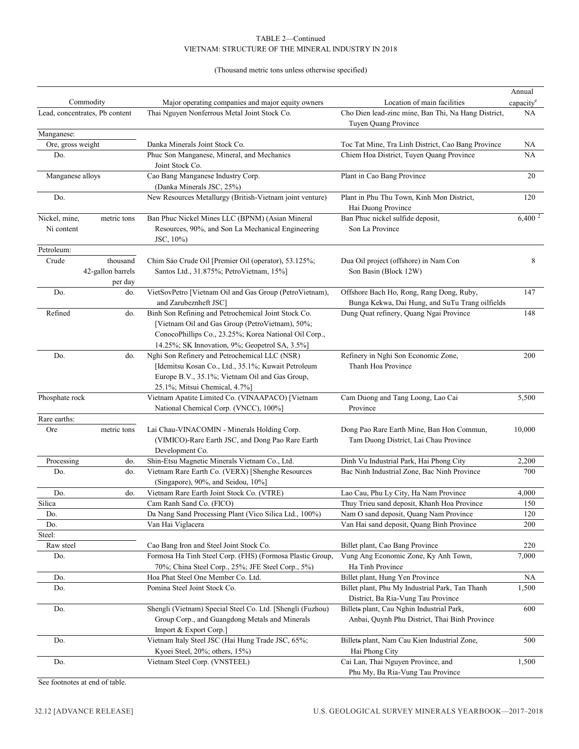TABLE 2—Continued
VIETNAM: STRUCTURE OF THE MINERAL INDUSTRY IN 2018

(Thousand metric tons unless otherwise specified)

| Commodity | | Major operating companies and major equity owners | Location of main facilities | Annual capacity[e] |
|---|---|---|---|---|
| Lead, concentrates, Pb content | | Thai Nguyen Nonferrous Metal Joint Stock Co. | Cho Dien lead-zinc mine, Ban Thi, Na Hang District, Tuyen Quang Province | NA |
| Manganese: | | | | |
| Ore, gross weight | | Danka Minerals Joint Stock Co. | Toc Tat Mine, Tra Linh District, Cao Bang Province | NA |
| Do. | | Phuc Son Manganese, Mineral, and Mechanics Joint Stock Co. | Chiem Hoa District, Tuyen Quang Province | NA |
| Manganese alloys | | Cao Bang Manganese Industry Corp. (Danka Minerals JSC, 25%) | Plant in Cao Bang Province | 20 |
| Do. | | New Resources Metallurgy (British-Vietnam joint venture) | Plant in Phu Thu Town, Kinh Mon District, Hai Duong Province | 120 |
| Nickel, mine, Ni content | metric tons | Ban Phuc Nickel Mines LLC (BPNM) (Asian Mineral Resources, 90%, and Son La Mechanical Engineering JSC, 10%) | Ban Phuc nickel sulfide deposit, Son La Province | 6,400 [2] |
| Petroleum: | | | | |
| Crude | thousand 42-gallon barrels per day | Chim Sáo Crude Oil [Premier Oil (operator), 53.125%; Santos Ltd., 31.875%; PetroVietnam, 15%] | Dua Oil project (offshore) in Nam Con Son Basin (Block 12W) | 8 |
| Do. | do. | VietSovPetro [Vietnam Oil and Gas Group (PetroVietnam), and Zarubeznheft JSC] | Offshore Bach Ho, Rong, Rang Dong, Ruby, Bunga Kekwa, Dai Hung, and SuTu Trang oilfields | 147 |
| Refined | do. | Binh Son Refining and Petrochemical Joint Stock Co. [Vietnam Oil and Gas Group (PetroVietnam), 50%; ConocoPhillips Co., 23.25%; Korea National Oil Corp., 14.25%; SK Innovation, 9%; Geopetrol SA, 3.5%] | Dung Quat refinery, Quang Ngai Province | 148 |
| Do. | do. | Nghi Son Refinery and Petrochemical LLC (NSR) [Idemitsu Kosan Co., Ltd., 35.1%; Kuwait Petroleum Europe B.V., 35.1%; Vietnam Oil and Gas Group, 25.1%; Mitsui Chemical, 4.7%] | Refinery in Nghi Son Economic Zone, Thanh Hoa Province | 200 |
| Phosphate rock | | Vietnam Apatite Limited Co. (VINAAPACO) [Vietnam National Chemical Corp. (VNCC), 100%] | Cam Duong and Tang Loong, Lao Cai Province | 5,500 |
| Rare earths: | | | | |
| Ore | metric tons | Lai Chau-VINACOMIN - Minerals Holding Corp. (VIMICO)-Rare Earth JSC, and Dong Pao Rare Earth Development Co. | Dong Pao Rare Earth Mine, Ban Hon Commun, Tam Duong District, Lai Chau Province | 10,000 |
| Processing | do. | Shin-Etsu Magnetic Minerals Vietnam Co., Ltd. | Dinh Vu Industrial Park, Hai Phong City | 2,200 |
| Do. | do. | Vietnam Rare Earth Co. (VERX) [Shenghe Resources (Singapore), 90%, and Seidou, 10%] | Bac Ninh Industrial Zone, Bac Ninh Province | 700 |
| Do. | do. | Vietnam Rare Earth Joint Stock Co. (VTRE) | Lao Cau, Phu Ly City, Ha Nam Province | 4,000 |
| Silica | | Cam Ranh Sand Co. (FICO) | Thuy Trieu sand deposit, Khanh Hoa Province | 150 |
| Do. | | Da Nang Sand Processing Plant (Vico Silica Ltd., 100%) | Nam O sand deposit, Quang Nam Province | 120 |
| Do. | | Van Hai Viglacera | Van Hai sand deposit, Quang Binh Province | 200 |
| Steel: | | | | |
| Raw steel | | Cao Bang Iron and Steel Joint Stock Co. | Billet plant, Cao Bang Province | 220 |
| Do. | | Formosa Ha Tinh Steel Corp. (FHS) (Formosa Plastic Group, 70%; China Steel Corp., 25%; JFE Steel Corp., 5%) | Vung Ang Economic Zone, Ky Anh Town, Ha Tinh Province | 7,000 |
| Do. | | Hoa Phat Steel One Member Co. Ltd. | Billet plant, Hung Yen Province | NA |
| Do. | | Pomina Steel Joint Stock Co. | Billet plant, Phu My Industrial Park, Tan Thanh District, Ba Ria-Vung Tau Province | 1,500 |
| Do. | | Shengli (Vietnam) Special Steel Co. Ltd. [Shengli (Fuzhou) Group Corp., and Guangdong Metals and Minerals Import & Export Corp.] | Billets plant, Cau Nghin Industrial Park, Anbai, Quynh Phu District, Thai Binh Province | 600 |
| Do. | | Vietnam Italy Steel JSC (Hai Hung Trade JSC, 65%; Kyoei Steel, 20%; others, 15%) | Billets plant, Nam Cau Kien Industrial Zone, Hai Phong City | 500 |
| Do. | | Vietnam Steel Corp. (VNSTEEL) | Cai Lan, Thai Nguyen Province, and Phu My, Ba Ria-Vung Tau Province | 1,500 |

See footnotes at end of table.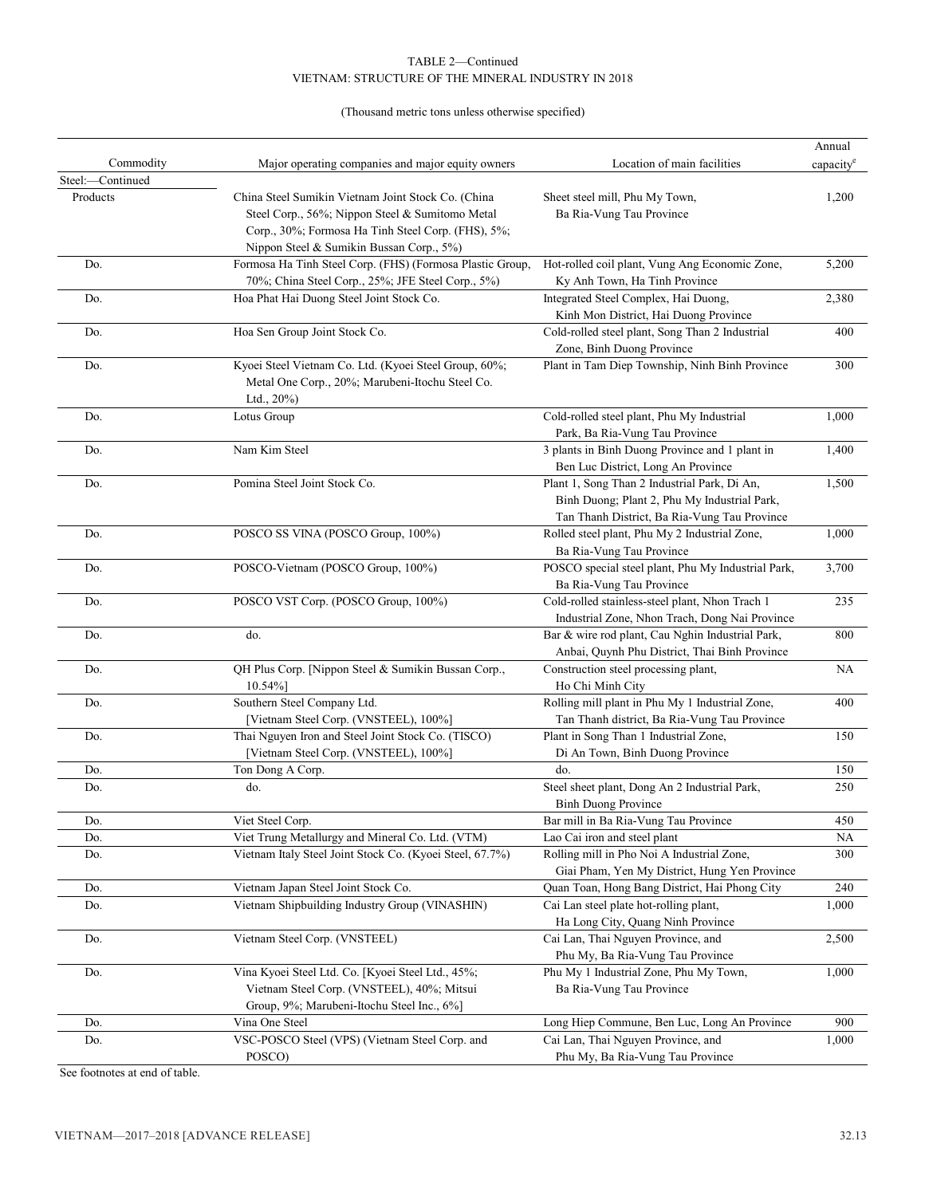TABLE 2—Continued
VIETNAM: STRUCTURE OF THE MINERAL INDUSTRY IN 2018

(Thousand metric tons unless otherwise specified)

| Commodity | Major operating companies and major equity owners | Location of main facilities | Annual capacity[e] |
|---|---|---|---|
| Steel:—Continued | | | |
| Products | China Steel Sumikin Vietnam Joint Stock Co. (China Steel Corp., 56%; Nippon Steel & Sumitomo Metal Corp., 30%; Formosa Ha Tinh Steel Corp. (FHS), 5%; Nippon Steel & Sumikin Bussan Corp., 5%) | Sheet steel mill, Phu My Town, Ba Ria-Vung Tau Province | 1,200 |
| Do. | Formosa Ha Tinh Steel Corp. (FHS) (Formosa Plastic Group, 70%; China Steel Corp., 25%; JFE Steel Corp., 5%) | Hot-rolled coil plant, Vung Ang Economic Zone, Ky Anh Town, Ha Tinh Province | 5,200 |
| Do. | Hoa Phat Hai Duong Steel Joint Stock Co. | Integrated Steel Complex, Hai Duong, Kinh Mon District, Hai Duong Province | 2,380 |
| Do. | Hoa Sen Group Joint Stock Co. | Cold-rolled steel plant, Song Than 2 Industrial Zone, Binh Duong Province | 400 |
| Do. | Kyoei Steel Vietnam Co. Ltd. (Kyoei Steel Group, 60%; Metal One Corp., 20%; Marubeni-Itochu Steel Co. Ltd., 20%) | Plant in Tam Diep Township, Ninh Binh Province | 300 |
| Do. | Lotus Group | Cold-rolled steel plant, Phu My Industrial Park, Ba Ria-Vung Tau Province | 1,000 |
| Do. | Nam Kim Steel | 3 plants in Binh Duong Province and 1 plant in Ben Luc District, Long An Province | 1,400 |
| Do. | Pomina Steel Joint Stock Co. | Plant 1, Song Than 2 Industrial Park, Di An, Binh Duong; Plant 2, Phu My Industrial Park, Tan Thanh District, Ba Ria-Vung Tau Province | 1,500 |
| Do. | POSCO SS VINA (POSCO Group, 100%) | Rolled steel plant, Phu My 2 Industrial Zone, Ba Ria-Vung Tau Province | 1,000 |
| Do. | POSCO-Vietnam (POSCO Group, 100%) | POSCO special steel plant, Phu My Industrial Park, Ba Ria-Vung Tau Province | 3,700 |
| Do. | POSCO VST Corp. (POSCO Group, 100%) | Cold-rolled stainless-steel plant, Nhon Trach 1 Industrial Zone, Nhon Trach, Dong Nai Province | 235 |
| Do. | do. | Bar & wire rod plant, Cau Nghin Industrial Park, Anbai, Quynh Phu District, Thai Binh Province | 800 |
| Do. | QH Plus Corp. [Nippon Steel & Sumikin Bussan Corp., 10.54%] | Construction steel processing plant, Ho Chi Minh City | NA |
| Do. | Southern Steel Company Ltd. [Vietnam Steel Corp. (VNSTEEL), 100%] | Rolling mill plant in Phu My 1 Industrial Zone, Tan Thanh district, Ba Ria-Vung Tau Province | 400 |
| Do. | Thai Nguyen Iron and Steel Joint Stock Co. (TISCO) [Vietnam Steel Corp. (VNSTEEL), 100%] | Plant in Song Than 1 Industrial Zone, Di An Town, Binh Duong Province | 150 |
| Do. | Ton Dong A Corp. | do. | 150 |
| Do. | do. | Steel sheet plant, Dong An 2 Industrial Park, Binh Duong Province | 250 |
| Do. | Viet Steel Corp. | Bar mill in Ba Ria-Vung Tau Province | 450 |
| Do. | Viet Trung Metallurgy and Mineral Co. Ltd. (VTM) | Lao Cai iron and steel plant | NA |
| Do. | Vietnam Italy Steel Joint Stock Co. (Kyoei Steel, 67.7%) | Rolling mill in Pho Noi A Industrial Zone, Giai Pham, Yen My District, Hung Yen Province | 300 |
| Do. | Vietnam Japan Steel Joint Stock Co. | Quan Toan, Hong Bang District, Hai Phong City | 240 |
| Do. | Vietnam Shipbuilding Industry Group (VINASHIN) | Cai Lan steel plate hot-rolling plant, Ha Long City, Quang Ninh Province | 1,000 |
| Do. | Vietnam Steel Corp. (VNSTEEL) | Cai Lan, Thai Nguyen Province, and Phu My, Ba Ria-Vung Tau Province | 2,500 |
| Do. | Vina Kyoei Steel Ltd. Co. [Kyoei Steel Ltd., 45%; Vietnam Steel Corp. (VNSTEEL), 40%; Mitsui Group, 9%; Marubeni-Itochu Steel Inc., 6%] | Phu My 1 Industrial Zone, Phu My Town, Ba Ria-Vung Tau Province | 1,000 |
| Do. | Vina One Steel | Long Hiep Commune, Ben Luc, Long An Province | 900 |
| Do. | VSC-POSCO Steel (VPS) (Vietnam Steel Corp. and POSCO) | Cai Lan, Thai Nguyen Province, and Phu My, Ba Ria-Vung Tau Province | 1,000 |

See footnotes at end of table.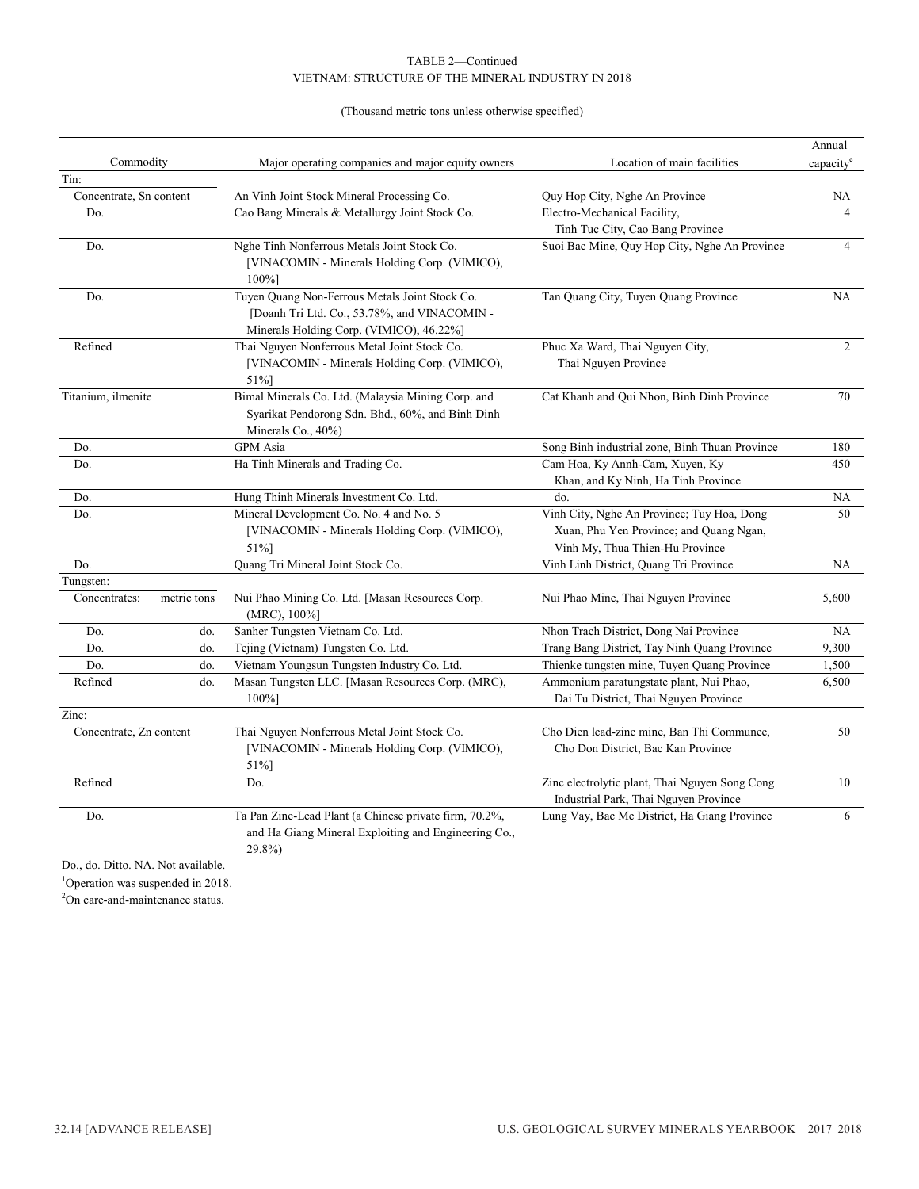TABLE 2—Continued
VIETNAM: STRUCTURE OF THE MINERAL INDUSTRY IN 2018

(Thousand metric tons unless otherwise specified)

| Commodity | | Major operating companies and major equity owners | Location of main facilities | Annual capacity[e] |
|---|---|---|---|---|
| Tin: | | | | |
| Concentrate, Sn content | | An Vinh Joint Stock Mineral Processing Co. | Quy Hop City, Nghe An Province | NA |
| Do. | | Cao Bang Minerals & Metallurgy Joint Stock Co. | Electro-Mechanical Facility, Tinh Tuc City, Cao Bang Province | 4 |
| Do. | | Nghe Tinh Nonferrous Metals Joint Stock Co. [VINACOMIN - Minerals Holding Corp. (VIMICO), 100%] | Suoi Bac Mine, Quy Hop City, Nghe An Province | 4 |
| Do. | | Tuyen Quang Non-Ferrous Metals Joint Stock Co. [Doanh Tri Ltd. Co., 53.78%, and VINACOMIN - Minerals Holding Corp. (VIMICO), 46.22%] | Tan Quang City, Tuyen Quang Province | NA |
| Refined | | Thai Nguyen Nonferrous Metal Joint Stock Co. [VINACOMIN - Minerals Holding Corp. (VIMICO), 51%] | Phuc Xa Ward, Thai Nguyen City, Thai Nguyen Province | 2 |
| Titanium, ilmenite | | Bimal Minerals Co. Ltd. (Malaysia Mining Corp. and Syarikat Pendorong Sdn. Bhd., 60%, and Binh Dinh Minerals Co., 40%) | Cat Khanh and Qui Nhon, Binh Dinh Province | 70 |
| Do. | | GPM Asia | Song Binh industrial zone, Binh Thuan Province | 180 |
| Do. | | Ha Tinh Minerals and Trading Co. | Cam Hoa, Ky Anhh-Cam, Xuyen, Ky Khan, and Ky Ninh, Ha Tinh Province | 450 |
| Do. | | Hung Thinh Minerals Investment Co. Ltd. | do. | NA |
| Do. | | Mineral Development Co. No. 4 and No. 5 [VINACOMIN - Minerals Holding Corp. (VIMICO), 51%] | Vinh City, Nghe An Province; Tuy Hoa, Dong Xuan, Phu Yen Province; and Quang Ngan, Vinh My, Thua Thien-Hu Province | 50 |
| Do. | | Quang Tri Mineral Joint Stock Co. | Vinh Linh District, Quang Tri Province | NA |
| Tungsten: | | | | |
| Concentrates: | metric tons | Nui Phao Mining Co. Ltd. [Masan Resources Corp. (MRC), 100%] | Nui Phao Mine, Thai Nguyen Province | 5,600 |
| Do. | do. | Sanher Tungsten Vietnam Co. Ltd. | Nhon Trach District, Dong Nai Province | NA |
| Do. | do. | Tejing (Vietnam) Tungsten Co. Ltd. | Trang Bang District, Tay Ninh Quang Province | 9,300 |
| Do. | do. | Vietnam Youngsun Tungsten Industry Co. Ltd. | Thienke tungsten mine, Tuyen Quang Province | 1,500 |
| Refined | do. | Masan Tungsten LLC. [Masan Resources Corp. (MRC), 100%] | Ammonium paratungstate plant, Nui Phao, Dai Tu District, Thai Nguyen Province | 6,500 |
| Zinc: | | | | |
| Concentrate, Zn content | | Thai Nguyen Nonferrous Metal Joint Stock Co. [VINACOMIN - Minerals Holding Corp. (VIMICO), 51%] | Cho Dien lead-zinc mine, Ban Thi Communee, Cho Don District, Bac Kan Province | 50 |
| Refined | | Do. | Zinc electrolytic plant, Thai Nguyen Song Cong Industrial Park, Thai Nguyen Province | 10 |
| Do. | | Ta Pan Zinc-Lead Plant (a Chinese private firm, 70.2%, and Ha Giang Mineral Exploiting and Engineering Co., 29.8%) | Lung Vay, Bac Me District, Ha Giang Province | 6 |

Do., do. Ditto. NA. Not available.

[1]Operation was suspended in 2018.

[2]On care-and-maintenance status.